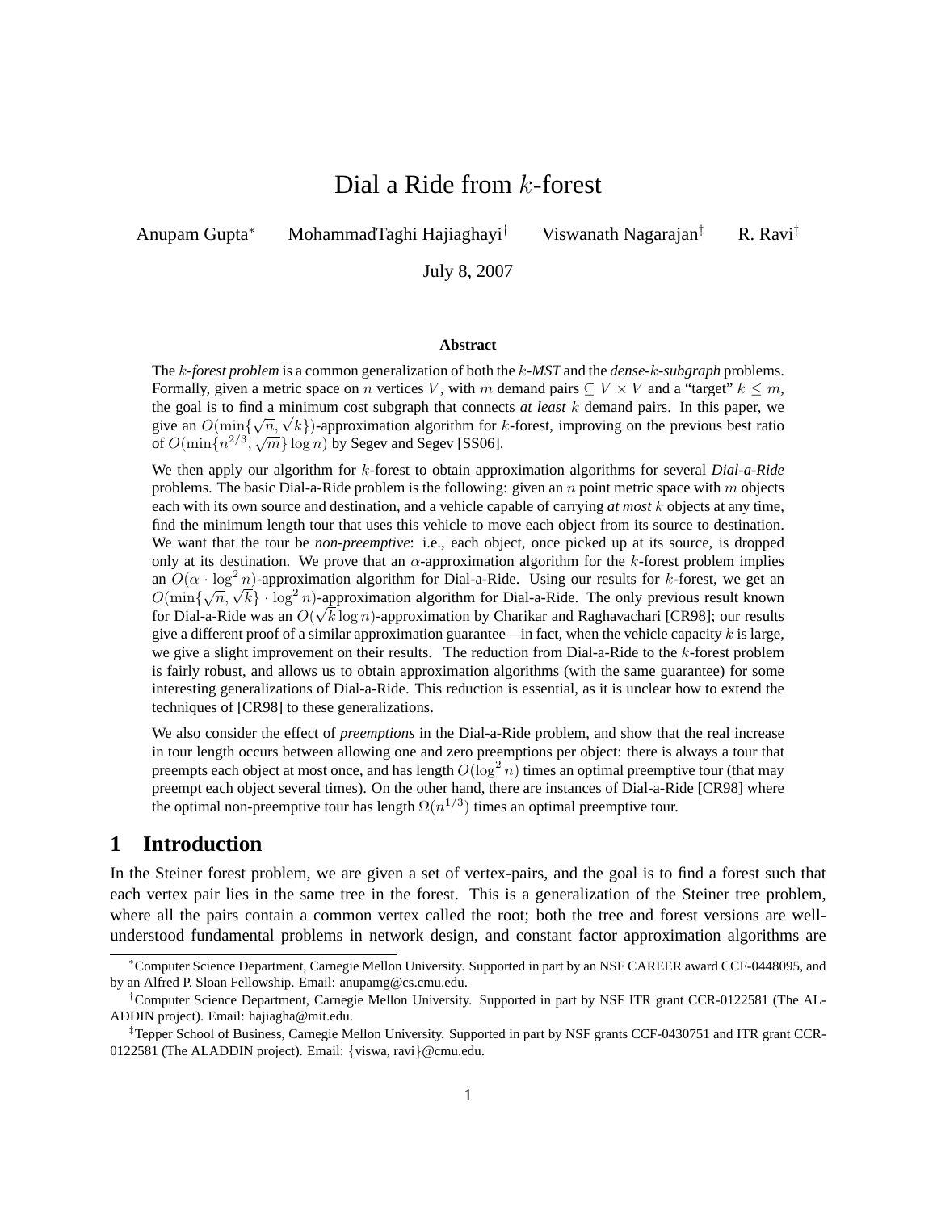# Dial a Ride from $k$-forest

Anupam Gupta[*] MohammadTaghi Hajiaghayi[†] Viswanath Nagarajan[‡] R. Ravi[‡]

July 8, 2007

### Abstract

The *$k$-forest problem* is a common generalization of both the *$k$-MST* and the *dense-$k$-subgraph* problems. Formally, given a metric space on $n$ vertices $V$, with $m$ demand pairs $\subseteq V \times V$ and a "target" $k \leq m$, the goal is to find a minimum cost subgraph that connects *at least* $k$ demand pairs. In this paper, we give an $O(\min\{\sqrt{n}, \sqrt{k}\})$-approximation algorithm for $k$-forest, improving on the previous best ratio of $O(\min\{n^{2/3}, \sqrt{m}\} \log n)$ by Segev and Segev [SS06].

We then apply our algorithm for $k$-forest to obtain approximation algorithms for several *Dial-a-Ride* problems. The basic Dial-a-Ride problem is the following: given an $n$ point metric space with $m$ objects each with its own source and destination, and a vehicle capable of carrying *at most* $k$ objects at any time, find the minimum length tour that uses this vehicle to move each object from its source to destination. We want that the tour be *non-preemptive*: i.e., each object, once picked up at its source, is dropped only at its destination. We prove that an $\alpha$-approximation algorithm for the $k$-forest problem implies an $O(\alpha \cdot \log^2 n)$-approximation algorithm for Dial-a-Ride. Using our results for $k$-forest, we get an $O(\min\{\sqrt{n}, \sqrt{k}\} \cdot \log^2 n)$-approximation algorithm for Dial-a-Ride. The only previous result known for Dial-a-Ride was an $O(\sqrt{k} \log n)$-approximation by Charikar and Raghavachari [CR98]; our results give a different proof of a similar approximation guarantee—in fact, when the vehicle capacity $k$ is large, we give a slight improvement on their results. The reduction from Dial-a-Ride to the $k$-forest problem is fairly robust, and allows us to obtain approximation algorithms (with the same guarantee) for some interesting generalizations of Dial-a-Ride. This reduction is essential, as it is unclear how to extend the techniques of [CR98] to these generalizations.

We also consider the effect of *preemptions* in the Dial-a-Ride problem, and show that the real increase in tour length occurs between allowing one and zero preemptions per object: there is always a tour that preempts each object at most once, and has length $O(\log^2 n)$ times an optimal preemptive tour (that may preempt each object several times). On the other hand, there are instances of Dial-a-Ride [CR98] where the optimal non-preemptive tour has length $\Omega(n^{1/3})$ times an optimal preemptive tour.

## 1 Introduction

In the Steiner forest problem, we are given a set of vertex-pairs, and the goal is to find a forest such that each vertex pair lies in the same tree in the forest. This is a generalization of the Steiner tree problem, where all the pairs contain a common vertex called the root; both the tree and forest versions are well-understood fundamental problems in network design, and constant factor approximation algorithms are

---

[*] Computer Science Department, Carnegie Mellon University. Supported in part by an NSF CAREER award CCF-0448095, and by an Alfred P. Sloan Fellowship. Email: anupamg@cs.cmu.edu.

[†] Computer Science Department, Carnegie Mellon University. Supported in part by NSF ITR grant CCR-0122581 (The ALADDIN project). Email: hajiagha@mit.edu.

[‡] Tepper School of Business, Carnegie Mellon University. Supported in part by NSF grants CCF-0430751 and ITR grant CCR-0122581 (The ALADDIN project). Email: {viswa, ravi}@cmu.edu.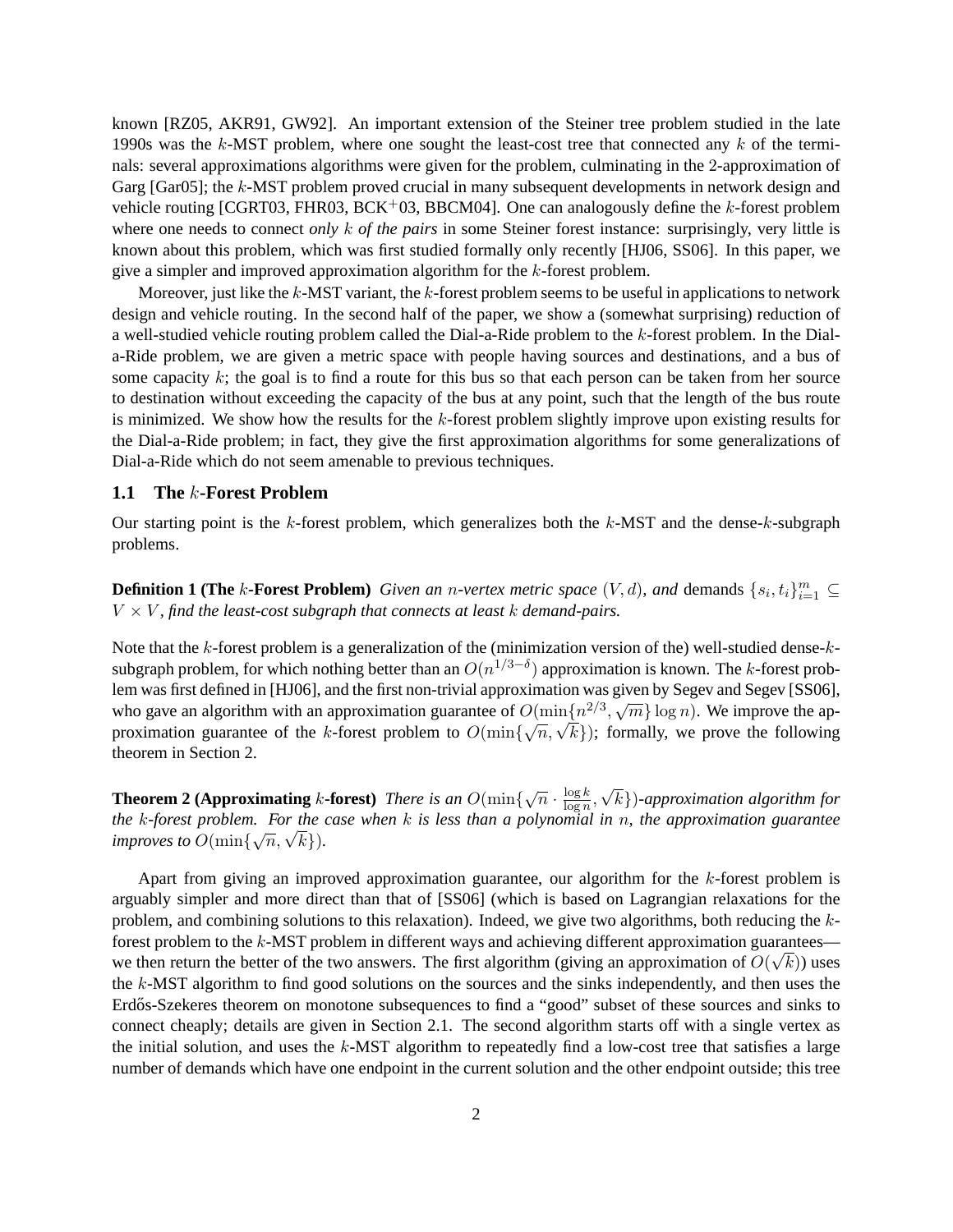known [RZ05, AKR91, GW92]. An important extension of the Steiner tree problem studied in the late 1990s was the $k$-MST problem, where one sought the least-cost tree that connected any $k$ of the terminals: several approximations algorithms were given for the problem, culminating in the 2-approximation of Garg [Gar05]; the $k$-MST problem proved crucial in many subsequent developments in network design and vehicle routing [CGRT03, FHR03, BCK+03, BBCM04]. One can analogously define the $k$-forest problem where one needs to connect *only $k$ of the pairs* in some Steiner forest instance: surprisingly, very little is known about this problem, which was first studied formally only recently [HJ06, SS06]. In this paper, we give a simpler and improved approximation algorithm for the $k$-forest problem.

Moreover, just like the $k$-MST variant, the $k$-forest problem seems to be useful in applications to network design and vehicle routing. In the second half of the paper, we show a (somewhat surprising) reduction of a well-studied vehicle routing problem called the Dial-a-Ride problem to the $k$-forest problem. In the Dial-a-Ride problem, we are given a metric space with people having sources and destinations, and a bus of some capacity $k$; the goal is to find a route for this bus so that each person can be taken from her source to destination without exceeding the capacity of the bus at any point, such that the length of the bus route is minimized. We show how the results for the $k$-forest problem slightly improve upon existing results for the Dial-a-Ride problem; in fact, they give the first approximation algorithms for some generalizations of Dial-a-Ride which do not seem amenable to previous techniques.

### 1.1 The $k$-Forest Problem

Our starting point is the $k$-forest problem, which generalizes both the $k$-MST and the dense-$k$-subgraph problems.

**Definition 1 (The $k$-Forest Problem)** *Given an $n$-vertex metric space $(V, d)$, and* demands $\{s_i, t_i\}_{i=1}^m \subseteq V \times V$*, find the least-cost subgraph that connects at least $k$ demand-pairs.*

Note that the $k$-forest problem is a generalization of the (minimization version of the) well-studied dense-$k$-subgraph problem, for which nothing better than an $O(n^{1/3-\delta})$ approximation is known. The $k$-forest problem was first defined in [HJ06], and the first non-trivial approximation was given by Segev and Segev [SS06], who gave an algorithm with an approximation guarantee of $O(\min\{n^{2/3}, \sqrt{m}\} \log n)$. We improve the approximation guarantee of the $k$-forest problem to $O(\min\{\sqrt{n}, \sqrt{k}\})$; formally, we prove the following theorem in Section 2.

**Theorem 2 (Approximating $k$-forest)** *There is an $O(\min\{\sqrt{n} \cdot \frac{\log k}{\log n}, \sqrt{k}\})$-approximation algorithm for the $k$-forest problem. For the case when $k$ is less than a polynomial in $n$, the approximation guarantee improves to $O(\min\{\sqrt{n}, \sqrt{k}\})$.*

Apart from giving an improved approximation guarantee, our algorithm for the $k$-forest problem is arguably simpler and more direct than that of [SS06] (which is based on Lagrangian relaxations for the problem, and combining solutions to this relaxation). Indeed, we give two algorithms, both reducing the $k$-forest problem to the $k$-MST problem in different ways and achieving different approximation guarantees—we then return the better of the two answers. The first algorithm (giving an approximation of $O(\sqrt{k})$) uses the $k$-MST algorithm to find good solutions on the sources and the sinks independently, and then uses the Erdős-Szekeres theorem on monotone subsequences to find a "good" subset of these sources and sinks to connect cheaply; details are given in Section 2.1. The second algorithm starts off with a single vertex as the initial solution, and uses the $k$-MST algorithm to repeatedly find a low-cost tree that satisfies a large number of demands which have one endpoint in the current solution and the other endpoint outside; this tree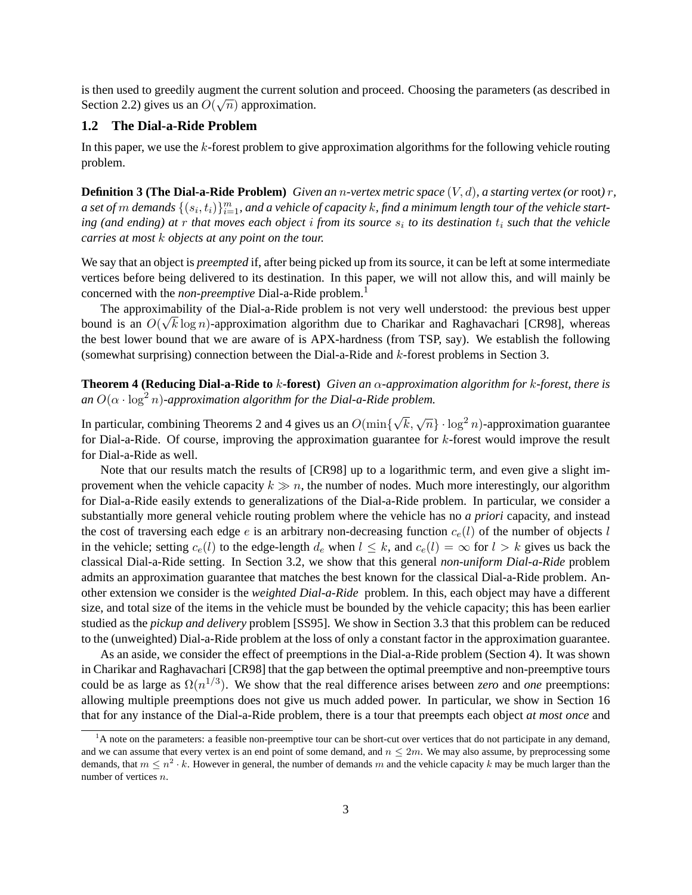is then used to greedily augment the current solution and proceed. Choosing the parameters (as described in Section 2.2) gives us an $O(\sqrt{n})$ approximation.

### 1.2 The Dial-a-Ride Problem

In this paper, we use the $k$-forest problem to give approximation algorithms for the following vehicle routing problem.

**Definition 3 (The Dial-a-Ride Problem)** *Given an $n$-vertex metric space $(V, d)$, a starting vertex (or* root*) $r$, a set of $m$ demands $\{(s_i, t_i)\}_{i=1}^m$, and a vehicle of capacity $k$, find a minimum length tour of the vehicle starting (and ending) at $r$ that moves each object $i$ from its source $s_i$ to its destination $t_i$ such that the vehicle carries at most $k$ objects at any point on the tour.*

We say that an object is *preempted* if, after being picked up from its source, it can be left at some intermediate vertices before being delivered to its destination. In this paper, we will not allow this, and will mainly be concerned with the *non-preemptive* Dial-a-Ride problem.[1]

The approximability of the Dial-a-Ride problem is not very well understood: the previous best upper bound is an $O(\sqrt{k}\log n)$-approximation algorithm due to Charikar and Raghavachari [CR98], whereas the best lower bound that we are aware of is APX-hardness (from TSP, say). We establish the following (somewhat surprising) connection between the Dial-a-Ride and $k$-forest problems in Section 3.

**Theorem 4 (Reducing Dial-a-Ride to $k$-forest)** *Given an $\alpha$-approximation algorithm for $k$-forest, there is an $O(\alpha \cdot \log^2 n)$-approximation algorithm for the Dial-a-Ride problem.*

In particular, combining Theorems 2 and 4 gives us an $O(\min\{\sqrt{k}, \sqrt{n}\} \cdot \log^2 n)$-approximation guarantee for Dial-a-Ride. Of course, improving the approximation guarantee for $k$-forest would improve the result for Dial-a-Ride as well.

Note that our results match the results of [CR98] up to a logarithmic term, and even give a slight improvement when the vehicle capacity $k \gg n$, the number of nodes. Much more interestingly, our algorithm for Dial-a-Ride easily extends to generalizations of the Dial-a-Ride problem. In particular, we consider a substantially more general vehicle routing problem where the vehicle has no *a priori* capacity, and instead the cost of traversing each edge $e$ is an arbitrary non-decreasing function $c_e(l)$ of the number of objects $l$ in the vehicle; setting $c_e(l)$ to the edge-length $d_e$ when $l \leq k$, and $c_e(l) = \infty$ for $l > k$ gives us back the classical Dial-a-Ride setting. In Section 3.2, we show that this general *non-uniform Dial-a-Ride* problem admits an approximation guarantee that matches the best known for the classical Dial-a-Ride problem. Another extension we consider is the *weighted Dial-a-Ride* problem. In this, each object may have a different size, and total size of the items in the vehicle must be bounded by the vehicle capacity; this has been earlier studied as the *pickup and delivery* problem [SS95]. We show in Section 3.3 that this problem can be reduced to the (unweighted) Dial-a-Ride problem at the loss of only a constant factor in the approximation guarantee.

As an aside, we consider the effect of preemptions in the Dial-a-Ride problem (Section 4). It was shown in Charikar and Raghavachari [CR98] that the gap between the optimal preemptive and non-preemptive tours could be as large as $\Omega(n^{1/3})$. We show that the real difference arises between *zero* and *one* preemptions: allowing multiple preemptions does not give us much added power. In particular, we show in Section 16 that for any instance of the Dial-a-Ride problem, there is a tour that preempts each object *at most once* and

[1] A note on the parameters: a feasible non-preemptive tour can be short-cut over vertices that do not participate in any demand, and we can assume that every vertex is an end point of some demand, and $n \leq 2m$. We may also assume, by preprocessing some demands, that $m \leq n^2 \cdot k$. However in general, the number of demands $m$ and the vehicle capacity $k$ may be much larger than the number of vertices $n$.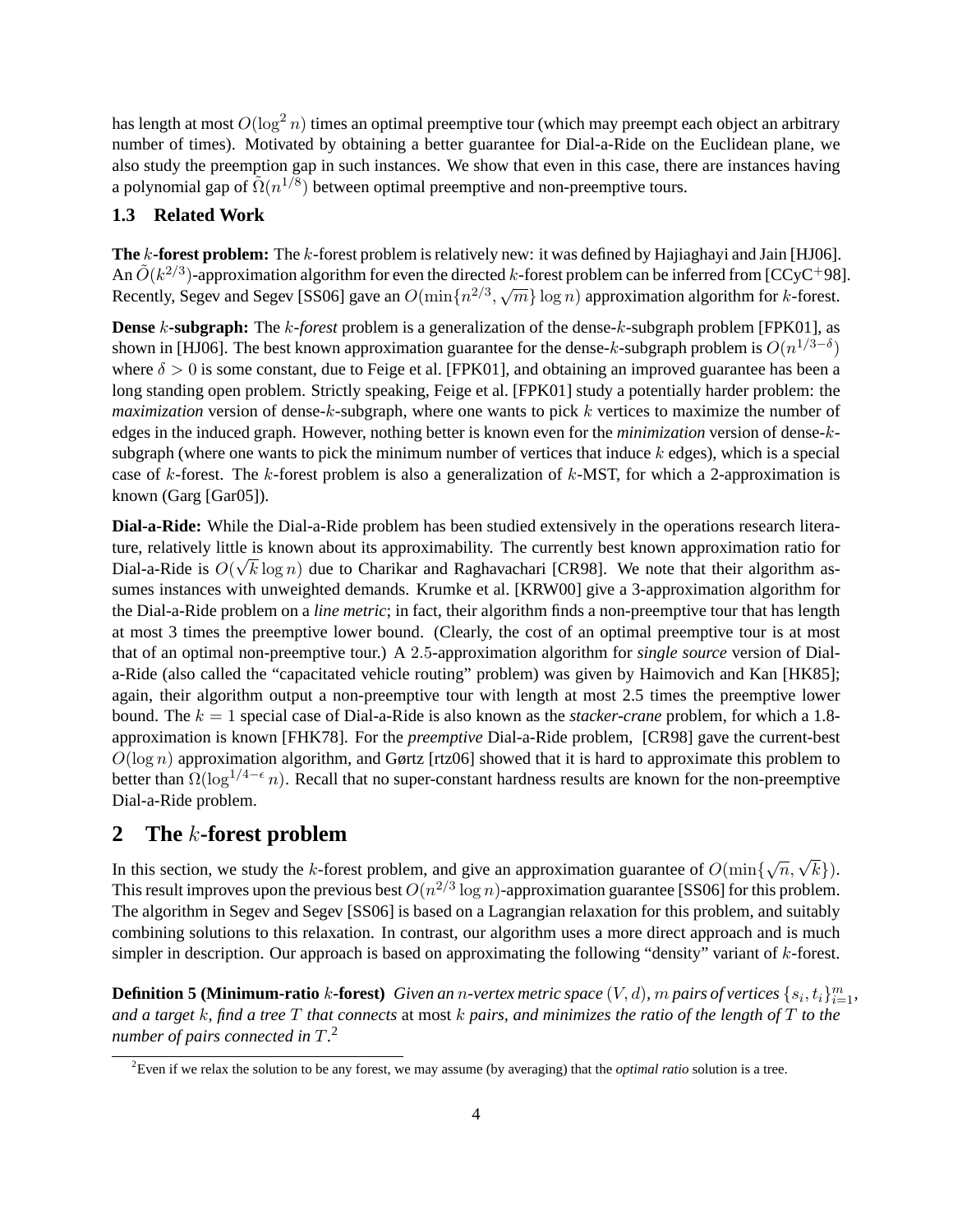has length at most $O(\log^2 n)$ times an optimal preemptive tour (which may preempt each object an arbitrary number of times). Motivated by obtaining a better guarantee for Dial-a-Ride on the Euclidean plane, we also study the preemption gap in such instances. We show that even in this case, there are instances having a polynomial gap of $\tilde{\Omega}(n^{1/8})$ between optimal preemptive and non-preemptive tours.

### 1.3 Related Work

**The $k$-forest problem:** The $k$-forest problem is relatively new: it was defined by Hajiaghayi and Jain [HJ06]. An $\tilde{O}(k^{2/3})$-approximation algorithm for even the directed $k$-forest problem can be inferred from [CCyC+98]. Recently, Segev and Segev [SS06] gave an $O(\min\{n^{2/3}, \sqrt{m}\} \log n)$ approximation algorithm for $k$-forest.

**Dense $k$-subgraph:** The $k$-*forest* problem is a generalization of the dense-$k$-subgraph problem [FPK01], as shown in [HJ06]. The best known approximation guarantee for the dense-$k$-subgraph problem is $O(n^{1/3-\delta})$ where $\delta > 0$ is some constant, due to Feige et al. [FPK01], and obtaining an improved guarantee has been a long standing open problem. Strictly speaking, Feige et al. [FPK01] study a potentially harder problem: the *maximization* version of dense-$k$-subgraph, where one wants to pick $k$ vertices to maximize the number of edges in the induced graph. However, nothing better is known even for the *minimization* version of dense-$k$-subgraph (where one wants to pick the minimum number of vertices that induce $k$ edges), which is a special case of $k$-forest. The $k$-forest problem is also a generalization of $k$-MST, for which a 2-approximation is known (Garg [Gar05]).

**Dial-a-Ride:** While the Dial-a-Ride problem has been studied extensively in the operations research literature, relatively little is known about its approximability. The currently best known approximation ratio for Dial-a-Ride is $O(\sqrt{k} \log n)$ due to Charikar and Raghavachari [CR98]. We note that their algorithm assumes instances with unweighted demands. Krumke et al. [KRW00] give a 3-approximation algorithm for the Dial-a-Ride problem on a *line metric*; in fact, their algorithm finds a non-preemptive tour that has length at most 3 times the preemptive lower bound. (Clearly, the cost of an optimal preemptive tour is at most that of an optimal non-preemptive tour.) A 2.5-approximation algorithm for *single source* version of Dial-a-Ride (also called the "capacitated vehicle routing" problem) was given by Haimovich and Kan [HK85]; again, their algorithm output a non-preemptive tour with length at most 2.5 times the preemptive lower bound. The $k = 1$ special case of Dial-a-Ride is also known as the *stacker-crane* problem, for which a 1.8-approximation is known [FHK78]. For the *preemptive* Dial-a-Ride problem, [CR98] gave the current-best $O(\log n)$ approximation algorithm, and Gørtz [rtz06] showed that it is hard to approximate this problem to better than $\Omega(\log^{1/4-\epsilon} n)$. Recall that no super-constant hardness results are known for the non-preemptive Dial-a-Ride problem.

## 2 The $k$-forest problem

In this section, we study the $k$-forest problem, and give an approximation guarantee of $O(\min\{\sqrt{n}, \sqrt{k}\})$. This result improves upon the previous best $O(n^{2/3} \log n)$-approximation guarantee [SS06] for this problem. The algorithm in Segev and Segev [SS06] is based on a Lagrangian relaxation for this problem, and suitably combining solutions to this relaxation. In contrast, our algorithm uses a more direct approach and is much simpler in description. Our approach is based on approximating the following "density" variant of $k$-forest.

**Definition 5 (Minimum-ratio $k$-forest)** *Given an $n$-vertex metric space $(V, d)$, $m$ pairs of vertices $\{s_i, t_i\}_{i=1}^m$, and a target $k$, find a tree $T$ that connects* at most *$k$ pairs, and minimizes the ratio of the length of $T$ to the number of pairs connected in $T$.*[2]

[2] Even if we relax the solution to be any forest, we may assume (by averaging) that the *optimal ratio* solution is a tree.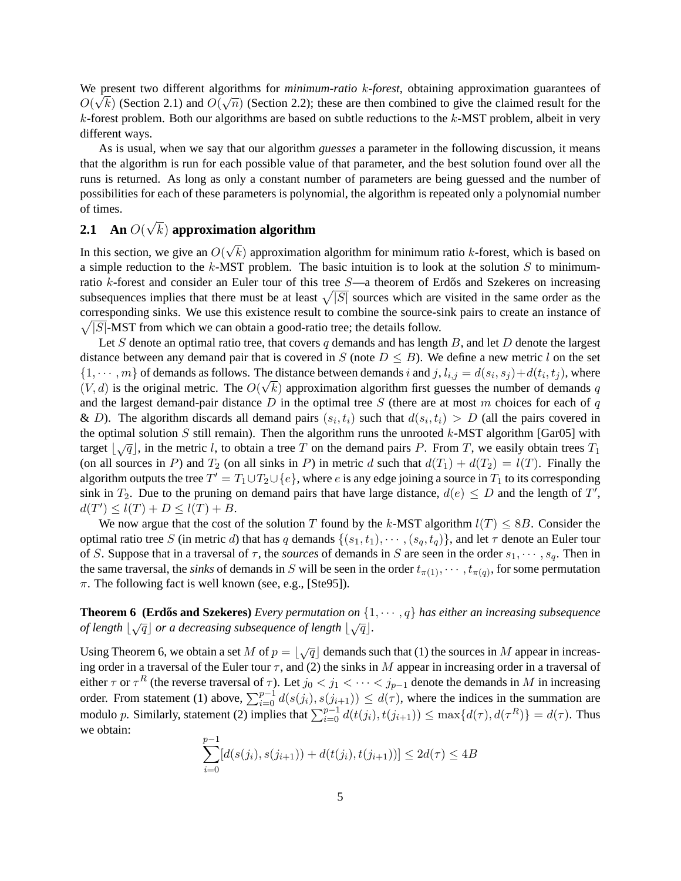We present two different algorithms for *minimum-ratio $k$-forest*, obtaining approximation guarantees of $O(\sqrt{k})$ (Section 2.1) and $O(\sqrt{n})$ (Section 2.2); these are then combined to give the claimed result for the $k$-forest problem. Both our algorithms are based on subtle reductions to the $k$-MST problem, albeit in very different ways.

As is usual, when we say that our algorithm *guesses* a parameter in the following discussion, it means that the algorithm is run for each possible value of that parameter, and the best solution found over all the runs is returned. As long as only a constant number of parameters are being guessed and the number of possibilities for each of these parameters is polynomial, the algorithm is repeated only a polynomial number of times.

## 2.1 An $O(\sqrt{k})$ approximation algorithm

In this section, we give an $O(\sqrt{k})$ approximation algorithm for minimum ratio $k$-forest, which is based on a simple reduction to the $k$-MST problem. The basic intuition is to look at the solution $S$ to minimum-ratio $k$-forest and consider an Euler tour of this tree $S$—a theorem of Erdős and Szekeres on increasing subsequences implies that there must be at least $\sqrt{|S|}$ sources which are visited in the same order as the corresponding sinks. We use this existence result to combine the source-sink pairs to create an instance of $\sqrt{|S|}$-MST from which we can obtain a good-ratio tree; the details follow.

Let $S$ denote an optimal ratio tree, that covers $q$ demands and has length $B$, and let $D$ denote the largest distance between any demand pair that is covered in $S$ (note $D \leq B$). We define a new metric $l$ on the set $\{1, \cdots, m\}$ of demands as follows. The distance between demands $i$ and $j$, $l_{i,j} = d(s_i, s_j) + d(t_i, t_j)$, where $(V, d)$ is the original metric. The $O(\sqrt{k})$ approximation algorithm first guesses the number of demands $q$ and the largest demand-pair distance $D$ in the optimal tree $S$ (there are at most $m$ choices for each of $q$ & $D$). The algorithm discards all demand pairs $(s_i, t_i)$ such that $d(s_i, t_i) > D$ (all the pairs covered in the optimal solution $S$ still remain). Then the algorithm runs the unrooted $k$-MST algorithm [Gar05] with target $\lfloor \sqrt{q} \rfloor$, in the metric $l$, to obtain a tree $T$ on the demand pairs $P$. From $T$, we easily obtain trees $T_1$ (on all sources in $P$) and $T_2$ (on all sinks in $P$) in metric $d$ such that $d(T_1) + d(T_2) = l(T)$. Finally the algorithm outputs the tree $T' = T_1 \cup T_2 \cup \{e\}$, where $e$ is any edge joining a source in $T_1$ to its corresponding sink in $T_2$. Due to the pruning on demand pairs that have large distance, $d(e) \leq D$ and the length of $T'$, $d(T') \leq l(T) + D \leq l(T) + B$.

We now argue that the cost of the solution $T$ found by the $k$-MST algorithm $l(T) \leq 8B$. Consider the optimal ratio tree $S$ (in metric $d$) that has $q$ demands $\{(s_1, t_1), \cdots, (s_q, t_q)\}$, and let $\tau$ denote an Euler tour of $S$. Suppose that in a traversal of $\tau$, the *sources* of demands in $S$ are seen in the order $s_1, \cdots, s_q$. Then in the same traversal, the *sinks* of demands in $S$ will be seen in the order $t_{\pi(1)}, \cdots, t_{\pi(q)}$, for some permutation $\pi$. The following fact is well known (see, e.g., [Ste95]).

**Theorem 6 (Erdős and Szekeres)** *Every permutation on $\{1, \cdots, q\}$ has either an increasing subsequence of length $\lfloor \sqrt{q} \rfloor$ or a decreasing subsequence of length $\lfloor \sqrt{q} \rfloor$.*

Using Theorem 6, we obtain a set $M$ of $p = \lfloor \sqrt{q} \rfloor$ demands such that (1) the sources in $M$ appear in increasing order in a traversal of the Euler tour $\tau$, and (2) the sinks in $M$ appear in increasing order in a traversal of either $\tau$ or $\tau^R$ (the reverse traversal of $\tau$). Let $j_0 < j_1 < \cdots < j_{p-1}$ denote the demands in $M$ in increasing order. From statement (1) above, $\sum_{i=0}^{p-1} d(s(j_i), s(j_{i+1})) \leq d(\tau)$, where the indices in the summation are modulo $p$. Similarly, statement (2) implies that $\sum_{i=0}^{p-1} d(t(j_i), t(j_{i+1})) \leq \max\{d(\tau), d(\tau^R)\} = d(\tau)$. Thus we obtain:

$$\sum_{i=0}^{p-1} [d(s(j_i), s(j_{i+1})) + d(t(j_i), t(j_{i+1}))] \leq 2d(\tau) \leq 4B$$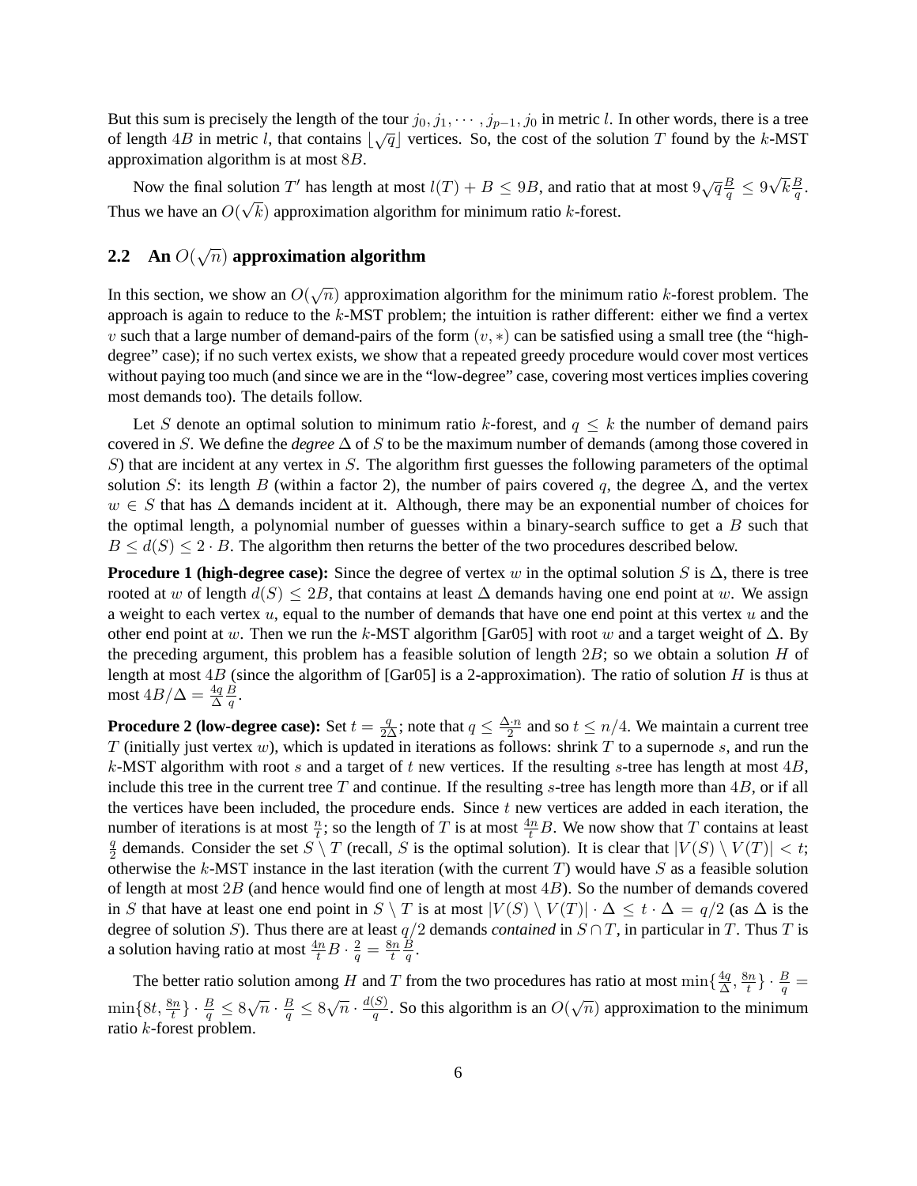But this sum is precisely the length of the tour $j_0, j_1, \cdots, j_{p-1}, j_0$ in metric $l$. In other words, there is a tree of length $4B$ in metric $l$, that contains $\lfloor \sqrt{q} \rfloor$ vertices. So, the cost of the solution $T$ found by the $k$-MST approximation algorithm is at most $8B$.

Now the final solution $T'$ has length at most $l(T) + B \le 9B$, and ratio that at most $9\sqrt{q}\frac{B}{q} \le 9\sqrt{k}\frac{B}{q}$. Thus we have an $O(\sqrt{k})$ approximation algorithm for minimum ratio $k$-forest.

## 2.2 An $O(\sqrt{n})$ approximation algorithm

In this section, we show an $O(\sqrt{n})$ approximation algorithm for the minimum ratio $k$-forest problem. The approach is again to reduce to the $k$-MST problem; the intuition is rather different: either we find a vertex $v$ such that a large number of demand-pairs of the form $(v, *)$ can be satisfied using a small tree (the "high-degree" case); if no such vertex exists, we show that a repeated greedy procedure would cover most vertices without paying too much (and since we are in the "low-degree" case, covering most vertices implies covering most demands too). The details follow.

Let $S$ denote an optimal solution to minimum ratio $k$-forest, and $q \le k$ the number of demand pairs covered in $S$. We define the *degree* $\Delta$ of $S$ to be the maximum number of demands (among those covered in $S$) that are incident at any vertex in $S$. The algorithm first guesses the following parameters of the optimal solution $S$: its length $B$ (within a factor 2), the number of pairs covered $q$, the degree $\Delta$, and the vertex $w \in S$ that has $\Delta$ demands incident at it. Although, there may be an exponential number of choices for the optimal length, a polynomial number of guesses within a binary-search suffice to get a $B$ such that $B \le d(S) \le 2 \cdot B$. The algorithm then returns the better of the two procedures described below.

**Procedure 1 (high-degree case):** Since the degree of vertex $w$ in the optimal solution $S$ is $\Delta$, there is tree rooted at $w$ of length $d(S) \le 2B$, that contains at least $\Delta$ demands having one end point at $w$. We assign a weight to each vertex $u$, equal to the number of demands that have one end point at this vertex $u$ and the other end point at $w$. Then we run the $k$-MST algorithm [Gar05] with root $w$ and a target weight of $\Delta$. By the preceding argument, this problem has a feasible solution of length $2B$; so we obtain a solution $H$ of length at most $4B$ (since the algorithm of [Gar05] is a 2-approximation). The ratio of solution $H$ is thus at most $4B/\Delta = \frac{4q}{\Delta}\frac{B}{q}$.

**Procedure 2 (low-degree case):** Set $t = \frac{q}{2\Delta}$; note that $q \le \frac{\Delta \cdot n}{2}$ and so $t \le n/4$. We maintain a current tree $T$ (initially just vertex $w$), which is updated in iterations as follows: shrink $T$ to a supernode $s$, and run the $k$-MST algorithm with root $s$ and a target of $t$ new vertices. If the resulting $s$-tree has length at most $4B$, include this tree in the current tree $T$ and continue. If the resulting $s$-tree has length more than $4B$, or if all the vertices have been included, the procedure ends. Since $t$ new vertices are added in each iteration, the number of iterations is at most $\frac{n}{t}$; so the length of $T$ is at most $\frac{4n}{t}B$. We now show that $T$ contains at least $\frac{q}{2}$ demands. Consider the set $S \setminus T$ (recall, $S$ is the optimal solution). It is clear that $|V(S) \setminus V(T)| < t$; otherwise the $k$-MST instance in the last iteration (with the current $T$) would have $S$ as a feasible solution of length at most $2B$ (and hence would find one of length at most $4B$). So the number of demands covered in $S$ that have at least one end point in $S \setminus T$ is at most $|V(S) \setminus V(T)| \cdot \Delta \le t \cdot \Delta = q/2$ (as $\Delta$ is the degree of solution $S$). Thus there are at least $q/2$ demands *contained* in $S \cap T$, in particular in $T$. Thus $T$ is a solution having ratio at most $\frac{4n}{t}B \cdot \frac{2}{q} = \frac{8n}{t}\frac{B}{q}$.

The better ratio solution among $H$ and $T$ from the two procedures has ratio at most $\min\{\frac{4q}{\Delta}, \frac{8n}{t}\} \cdot \frac{B}{q} = \min\{8t, \frac{8n}{t}\} \cdot \frac{B}{q} \le 8\sqrt{n} \cdot \frac{B}{q} \le 8\sqrt{n} \cdot \frac{d(S)}{q}$. So this algorithm is an $O(\sqrt{n})$ approximation to the minimum ratio $k$-forest problem.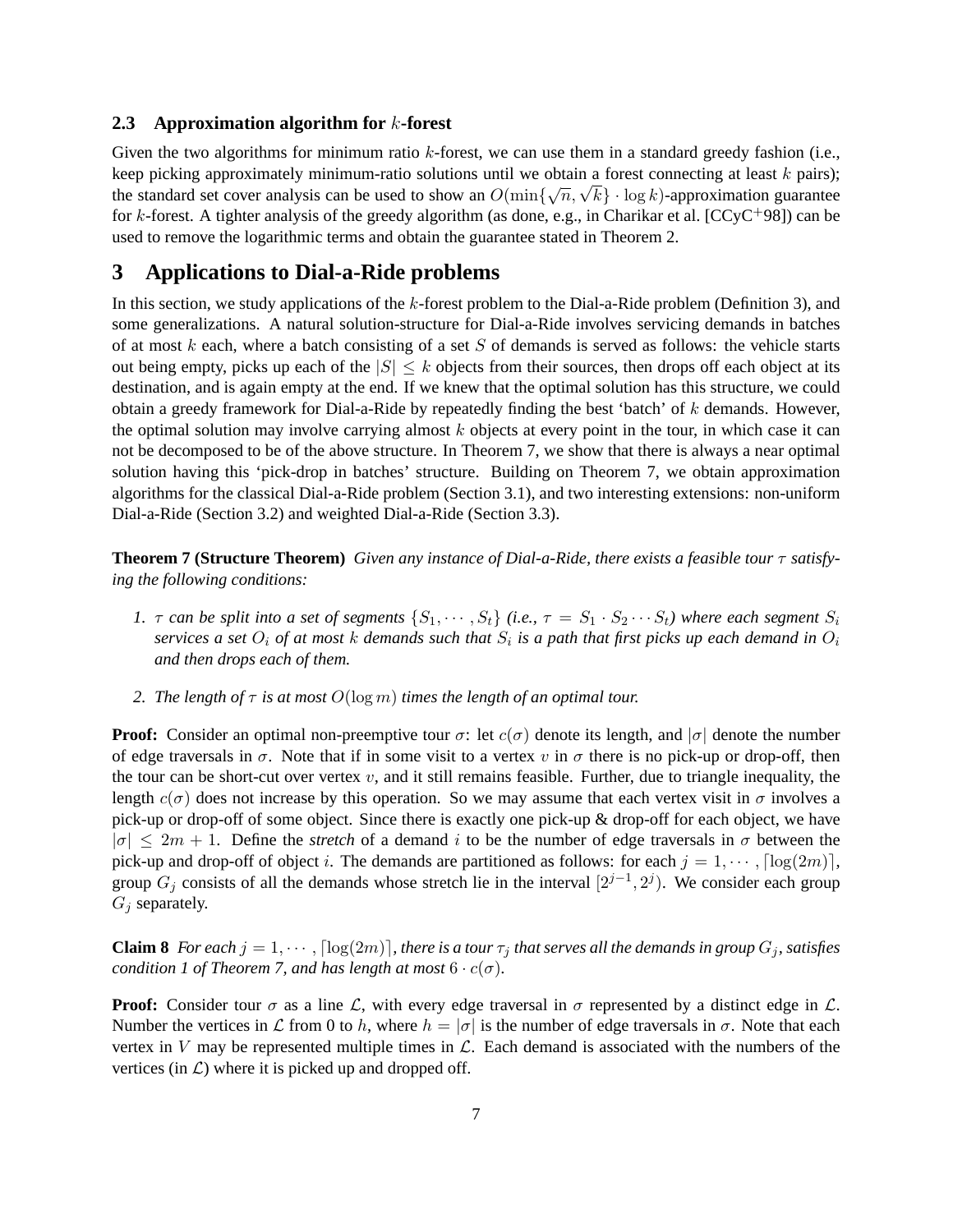### 2.3 Approximation algorithm for $k$-forest

Given the two algorithms for minimum ratio $k$-forest, we can use them in a standard greedy fashion (i.e., keep picking approximately minimum-ratio solutions until we obtain a forest connecting at least $k$ pairs); the standard set cover analysis can be used to show an $O(\min\{\sqrt{n}, \sqrt{k}\} \cdot \log k)$-approximation guarantee for $k$-forest. A tighter analysis of the greedy algorithm (as done, e.g., in Charikar et al. [CCyC+98]) can be used to remove the logarithmic terms and obtain the guarantee stated in Theorem 2.

## 3 Applications to Dial-a-Ride problems

In this section, we study applications of the $k$-forest problem to the Dial-a-Ride problem (Definition 3), and some generalizations. A natural solution-structure for Dial-a-Ride involves servicing demands in batches of at most $k$ each, where a batch consisting of a set $S$ of demands is served as follows: the vehicle starts out being empty, picks up each of the $|S| \leq k$ objects from their sources, then drops off each object at its destination, and is again empty at the end. If we knew that the optimal solution has this structure, we could obtain a greedy framework for Dial-a-Ride by repeatedly finding the best 'batch' of $k$ demands. However, the optimal solution may involve carrying almost $k$ objects at every point in the tour, in which case it can not be decomposed to be of the above structure. In Theorem 7, we show that there is always a near optimal solution having this 'pick-drop in batches' structure. Building on Theorem 7, we obtain approximation algorithms for the classical Dial-a-Ride problem (Section 3.1), and two interesting extensions: non-uniform Dial-a-Ride (Section 3.2) and weighted Dial-a-Ride (Section 3.3).

**Theorem 7 (Structure Theorem)** *Given any instance of Dial-a-Ride, there exists a feasible tour $\tau$ satisfying the following conditions:*

1. *$\tau$ can be split into a set of segments $\{S_1, \cdots, S_t\}$ (i.e., $\tau = S_1 \cdot S_2 \cdots S_t$) where each segment $S_i$ services a set $O_i$ of at most $k$ demands such that $S_i$ is a path that first picks up each demand in $O_i$ and then drops each of them.*
2. *The length of $\tau$ is at most $O(\log m)$ times the length of an optimal tour.*

**Proof:** Consider an optimal non-preemptive tour $\sigma$: let $c(\sigma)$ denote its length, and $|\sigma|$ denote the number of edge traversals in $\sigma$. Note that if in some visit to a vertex $v$ in $\sigma$ there is no pick-up or drop-off, then the tour can be short-cut over vertex $v$, and it still remains feasible. Further, due to triangle inequality, the length $c(\sigma)$ does not increase by this operation. So we may assume that each vertex visit in $\sigma$ involves a pick-up or drop-off of some object. Since there is exactly one pick-up & drop-off for each object, we have $|\sigma| \leq 2m + 1$. Define the *stretch* of a demand $i$ to be the number of edge traversals in $\sigma$ between the pick-up and drop-off of object $i$. The demands are partitioned as follows: for each $j = 1, \cdots, \lceil \log(2m) \rceil$, group $G_j$ consists of all the demands whose stretch lie in the interval $[2^{j-1}, 2^j)$. We consider each group $G_j$ separately.

**Claim 8** *For each $j = 1, \cdots, \lceil \log(2m) \rceil$, there is a tour $\tau_j$ that serves all the demands in group $G_j$, satisfies condition 1 of Theorem 7, and has length at most $6 \cdot c(\sigma)$.*

**Proof:** Consider tour $\sigma$ as a line $\mathcal{L}$, with every edge traversal in $\sigma$ represented by a distinct edge in $\mathcal{L}$. Number the vertices in $\mathcal{L}$ from 0 to $h$, where $h = |\sigma|$ is the number of edge traversals in $\sigma$. Note that each vertex in $V$ may be represented multiple times in $\mathcal{L}$. Each demand is associated with the numbers of the vertices (in $\mathcal{L}$) where it is picked up and dropped off.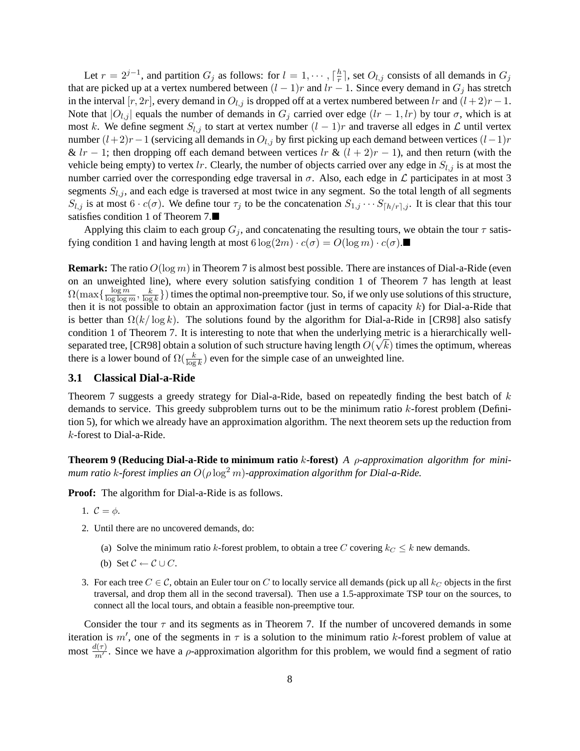Let $r = 2^{j-1}$, and partition $G_j$ as follows: for $l = 1, \cdots, \lceil \frac{h}{r} \rceil$, set $O_{l,j}$ consists of all demands in $G_j$ that are picked up at a vertex numbered between $(l-1)r$ and $lr - 1$. Since every demand in $G_j$ has stretch in the interval $[r, 2r]$, every demand in $O_{l,j}$ is dropped off at a vertex numbered between $lr$ and $(l+2)r - 1$. Note that $|O_{l,j}|$ equals the number of demands in $G_j$ carried over edge $(lr - 1, lr)$ by tour $\sigma$, which is at most $k$. We define segment $S_{l,j}$ to start at vertex number $(l-1)r$ and traverse all edges in $\mathcal{L}$ until vertex number $(l+2)r-1$ (servicing all demands in $O_{l,j}$ by first picking up each demand between vertices $(l-1)r$ & $lr - 1$; then dropping off each demand between vertices $lr$ & $(l+2)r - 1$), and then return (with the vehicle being empty) to vertex $lr$. Clearly, the number of objects carried over any edge in $S_{l,j}$ is at most the number carried over the corresponding edge traversal in $\sigma$. Also, each edge in $\mathcal{L}$ participates in at most 3 segments $S_{l,j}$, and each edge is traversed at most twice in any segment. So the total length of all segments $S_{l,j}$ is at most $6 \cdot c(\sigma)$. We define tour $\tau_j$ to be the concatenation $S_{1,j} \cdots S_{\lceil h/r \rceil, j}$. It is clear that this tour satisfies condition 1 of Theorem 7.■

Applying this claim to each group $G_j$, and concatenating the resulting tours, we obtain the tour $\tau$ satisfying condition 1 and having length at most $6 \log(2m) \cdot c(\sigma) = O(\log m) \cdot c(\sigma)$.■

**Remark:** The ratio $O(\log m)$ in Theorem 7 is almost best possible. There are instances of Dial-a-Ride (even on an unweighted line), where every solution satisfying condition 1 of Theorem 7 has length at least $\Omega(\max\{\frac{\log m}{\log \log m}, \frac{k}{\log k}\})$ times the optimal non-preemptive tour. So, if we only use solutions of this structure, then it is not possible to obtain an approximation factor (just in terms of capacity $k$) for Dial-a-Ride that is better than $\Omega(k/\log k)$. The solutions found by the algorithm for Dial-a-Ride in [CR98] also satisfy condition 1 of Theorem 7. It is interesting to note that when the underlying metric is a hierarchically well-separated tree, [CR98] obtain a solution of such structure having length $O(\sqrt{k})$ times the optimum, whereas there is a lower bound of $\Omega(\frac{k}{\log k})$ even for the simple case of an unweighted line.

### 3.1 Classical Dial-a-Ride

Theorem 7 suggests a greedy strategy for Dial-a-Ride, based on repeatedly finding the best batch of $k$ demands to service. This greedy subproblem turns out to be the minimum ratio $k$-forest problem (Definition 5), for which we already have an approximation algorithm. The next theorem sets up the reduction from $k$-forest to Dial-a-Ride.

**Theorem 9 (Reducing Dial-a-Ride to minimum ratio $k$-forest)** *A $\rho$-approximation algorithm for minimum ratio $k$-forest implies an $O(\rho \log^2 m)$-approximation algorithm for Dial-a-Ride.*

**Proof:** The algorithm for Dial-a-Ride is as follows.

1. $\mathcal{C} = \phi$.
2. Until there are no uncovered demands, do:
   (a) Solve the minimum ratio $k$-forest problem, to obtain a tree $C$ covering $k_C \leq k$ new demands.
   (b) Set $\mathcal{C} \leftarrow \mathcal{C} \cup C$.
3. For each tree $C \in \mathcal{C}$, obtain an Euler tour on $C$ to locally service all demands (pick up all $k_C$ objects in the first traversal, and drop them all in the second traversal). Then use a 1.5-approximate TSP tour on the sources, to connect all the local tours, and obtain a feasible non-preemptive tour.

Consider the tour $\tau$ and its segments as in Theorem 7. If the number of uncovered demands in some iteration is $m'$, one of the segments in $\tau$ is a solution to the minimum ratio $k$-forest problem of value at most $\frac{d(\tau)}{m'}$. Since we have a $\rho$-approximation algorithm for this problem, we would find a segment of ratio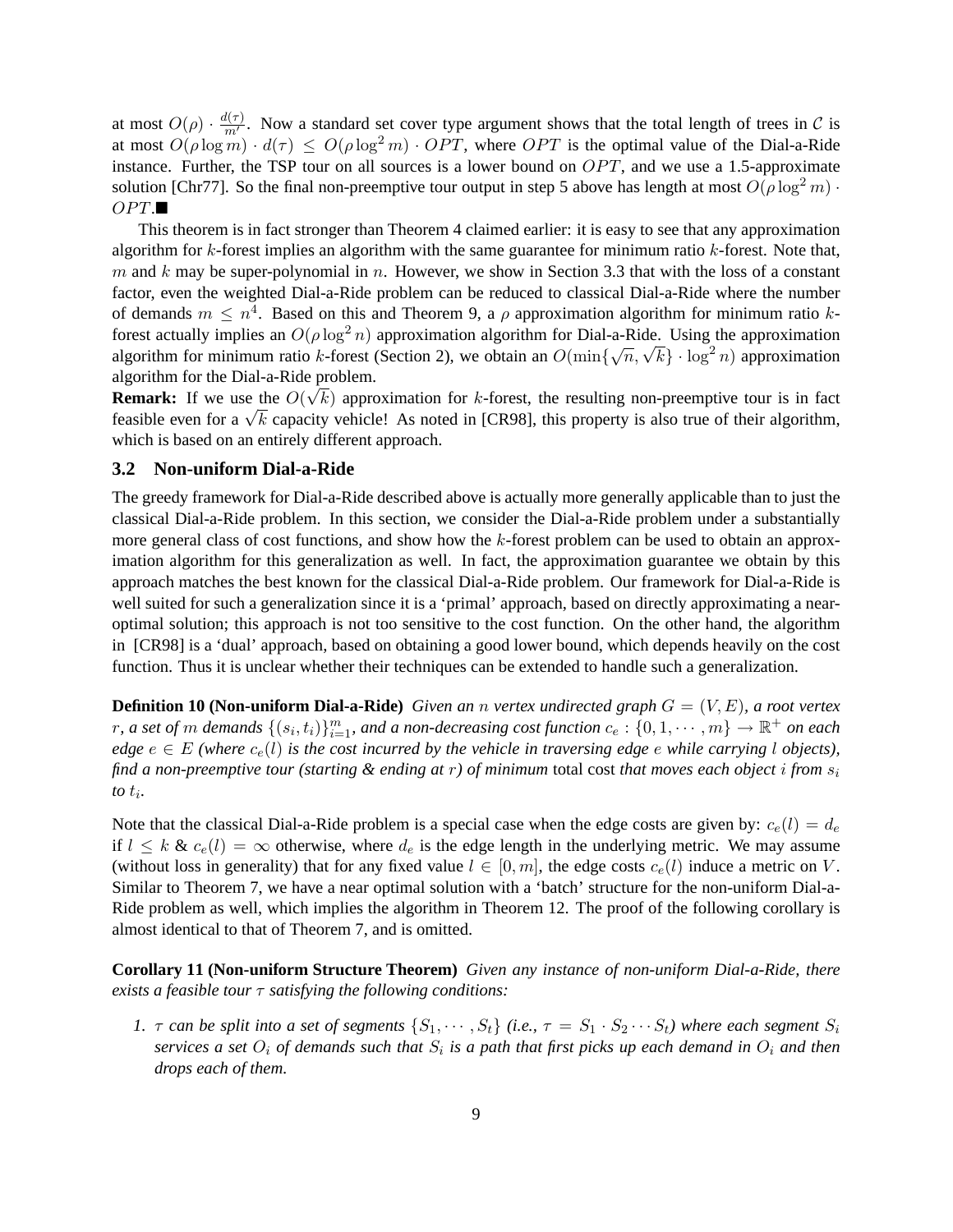at most $O(\rho) \cdot \frac{d(\tau)}{m'}$. Now a standard set cover type argument shows that the total length of trees in $\mathcal{C}$ is at most $O(\rho \log m) \cdot d(\tau) \leq O(\rho \log^2 m) \cdot OPT$, where $OPT$ is the optimal value of the Dial-a-Ride instance. Further, the TSP tour on all sources is a lower bound on $OPT$, and we use a 1.5-approximate solution [Chr77]. So the final non-preemptive tour output in step 5 above has length at most $O(\rho \log^2 m) \cdot OPT$. ■

This theorem is in fact stronger than Theorem 4 claimed earlier: it is easy to see that any approximation algorithm for $k$-forest implies an algorithm with the same guarantee for minimum ratio $k$-forest. Note that, $m$ and $k$ may be super-polynomial in $n$. However, we show in Section 3.3 that with the loss of a constant factor, even the weighted Dial-a-Ride problem can be reduced to classical Dial-a-Ride where the number of demands $m \leq n^4$. Based on this and Theorem 9, a $\rho$ approximation algorithm for minimum ratio $k$-forest actually implies an $O(\rho \log^2 n)$ approximation algorithm for Dial-a-Ride. Using the approximation algorithm for minimum ratio $k$-forest (Section 2), we obtain an $O(\min\{\sqrt{n}, \sqrt{k}\} \cdot \log^2 n)$ approximation algorithm for the Dial-a-Ride problem.

**Remark:** If we use the $O(\sqrt{k})$ approximation for $k$-forest, the resulting non-preemptive tour is in fact feasible even for a $\sqrt{k}$ capacity vehicle! As noted in [CR98], this property is also true of their algorithm, which is based on an entirely different approach.

### 3.2 Non-uniform Dial-a-Ride

The greedy framework for Dial-a-Ride described above is actually more generally applicable than to just the classical Dial-a-Ride problem. In this section, we consider the Dial-a-Ride problem under a substantially more general class of cost functions, and show how the $k$-forest problem can be used to obtain an approximation algorithm for this generalization as well. In fact, the approximation guarantee we obtain by this approach matches the best known for the classical Dial-a-Ride problem. Our framework for Dial-a-Ride is well suited for such a generalization since it is a 'primal' approach, based on directly approximating a near-optimal solution; this approach is not too sensitive to the cost function. On the other hand, the algorithm in [CR98] is a 'dual' approach, based on obtaining a good lower bound, which depends heavily on the cost function. Thus it is unclear whether their techniques can be extended to handle such a generalization.

**Definition 10 (Non-uniform Dial-a-Ride)** *Given an $n$ vertex undirected graph $G = (V, E)$, a root vertex $r$, a set of $m$ demands $\{(s_i, t_i)\}_{i=1}^m$, and a non-decreasing cost function $c_e : \{0, 1, \cdots, m\} \to \mathbb{R}^+$ on each edge $e \in E$ (where $c_e(l)$ is the cost incurred by the vehicle in traversing edge $e$ while carrying $l$ objects), find a non-preemptive tour (starting & ending at $r$) of minimum* total cost *that moves each object $i$ from $s_i$ to $t_i$.*

Note that the classical Dial-a-Ride problem is a special case when the edge costs are given by: $c_e(l) = d_e$ if $l \leq k$ & $c_e(l) = \infty$ otherwise, where $d_e$ is the edge length in the underlying metric. We may assume (without loss in generality) that for any fixed value $l \in [0, m]$, the edge costs $c_e(l)$ induce a metric on $V$. Similar to Theorem 7, we have a near optimal solution with a 'batch' structure for the non-uniform Dial-a-Ride problem as well, which implies the algorithm in Theorem 12. The proof of the following corollary is almost identical to that of Theorem 7, and is omitted.

**Corollary 11 (Non-uniform Structure Theorem)** *Given any instance of non-uniform Dial-a-Ride, there exists a feasible tour $\tau$ satisfying the following conditions:*

1. *$\tau$ can be split into a set of segments $\{S_1, \cdots, S_t\}$ (i.e., $\tau = S_1 \cdot S_2 \cdots S_t$) where each segment $S_i$ services a set $O_i$ of demands such that $S_i$ is a path that first picks up each demand in $O_i$ and then drops each of them.*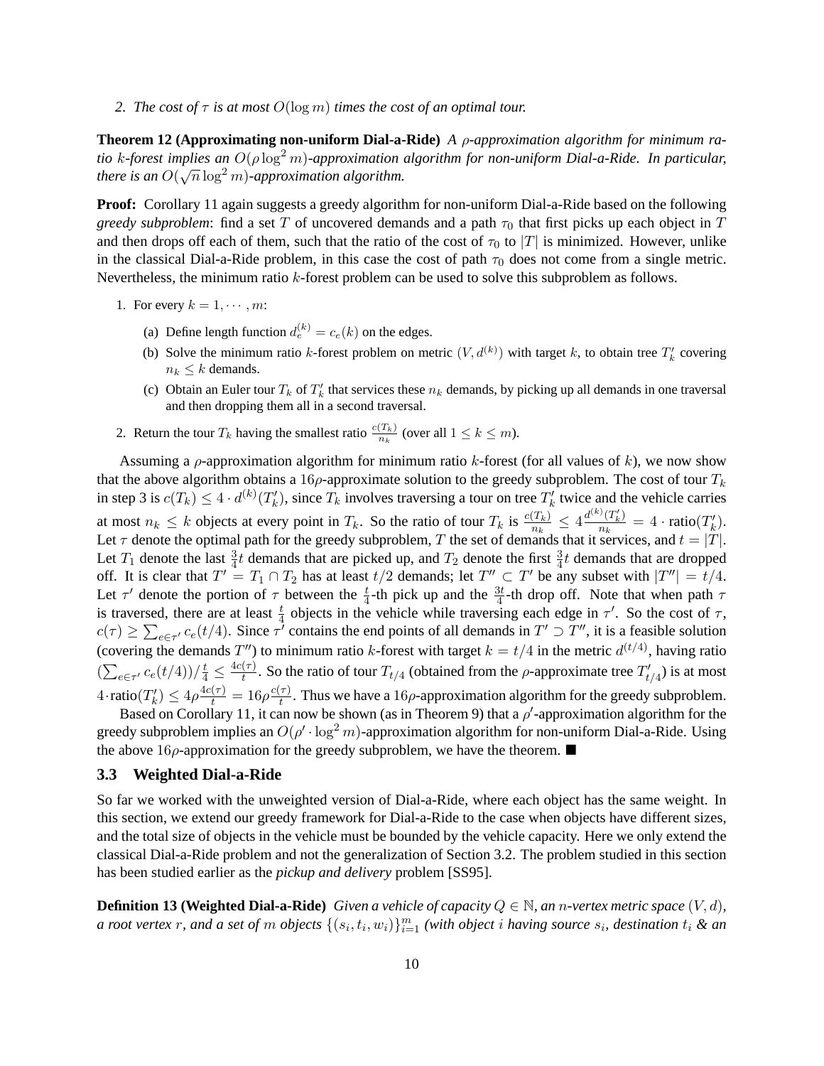2. *The cost of $\tau$ is at most $O(\log m)$ times the cost of an optimal tour.*

**Theorem 12 (Approximating non-uniform Dial-a-Ride)** *A $\rho$-approximation algorithm for minimum ratio $k$-forest implies an $O(\rho \log^2 m)$-approximation algorithm for non-uniform Dial-a-Ride. In particular, there is an $O(\sqrt{n} \log^2 m)$-approximation algorithm.*

**Proof:** Corollary 11 again suggests a greedy algorithm for non-uniform Dial-a-Ride based on the following *greedy subproblem*: find a set $T$ of uncovered demands and a path $\tau_0$ that first picks up each object in $T$ and then drops off each of them, such that the ratio of the cost of $\tau_0$ to $|T|$ is minimized. However, unlike in the classical Dial-a-Ride problem, in this case the cost of path $\tau_0$ does not come from a single metric. Nevertheless, the minimum ratio $k$-forest problem can be used to solve this subproblem as follows.

1. For every $k = 1, \cdots, m$:
   (a) Define length function $d_e^{(k)} = c_e(k)$ on the edges.
   (b) Solve the minimum ratio $k$-forest problem on metric $(V, d^{(k)})$ with target $k$, to obtain tree $T'_k$ covering $n_k \leq k$ demands.
   (c) Obtain an Euler tour $T_k$ of $T'_k$ that services these $n_k$ demands, by picking up all demands in one traversal and then dropping them all in a second traversal.
2. Return the tour $T_k$ having the smallest ratio $\frac{c(T_k)}{n_k}$ (over all $1 \leq k \leq m$).

Assuming a $\rho$-approximation algorithm for minimum ratio $k$-forest (for all values of $k$), we now show that the above algorithm obtains a $16\rho$-approximate solution to the greedy subproblem. The cost of tour $T_k$ in step 3 is $c(T_k) \leq 4 \cdot d^{(k)}(T'_k)$, since $T_k$ involves traversing a tour on tree $T'_k$ twice and the vehicle carries at most $n_k \leq k$ objects at every point in $T_k$. So the ratio of tour $T_k$ is $\frac{c(T_k)}{n_k} \leq 4 \frac{d^{(k)}(T'_k)}{n_k} = 4 \cdot \text{ratio}(T'_k)$. Let $\tau$ denote the optimal path for the greedy subproblem, $T$ the set of demands that it services, and $t = |T|$. Let $T_1$ denote the last $\frac{3}{4}t$ demands that are picked up, and $T_2$ denote the first $\frac{3}{4}t$ demands that are dropped off. It is clear that $T' = T_1 \cap T_2$ has at least $t/2$ demands; let $T'' \subset T'$ be any subset with $|T''| = t/4$. Let $\tau'$ denote the portion of $\tau$ between the $\frac{t}{4}$-th pick up and the $\frac{3t}{4}$-th drop off. Note that when path $\tau$ is traversed, there are at least $\frac{t}{4}$ objects in the vehicle while traversing each edge in $\tau'$. So the cost of $\tau$, $c(\tau) \geq \sum_{e \in \tau'} c_e(t/4)$. Since $\tau'$ contains the end points of all demands in $T' \supset T''$, it is a feasible solution (covering the demands $T''$) to minimum ratio $k$-forest with target $k = t/4$ in the metric $d^{(t/4)}$, having ratio $(\sum_{e \in \tau'} c_e(t/4))/\frac{t}{4} \leq \frac{4c(\tau)}{t}$. So the ratio of tour $T_{t/4}$ (obtained from the $\rho$-approximate tree $T'_{t/4}$) is at most $4 \cdot \text{ratio}(T'_k) \leq 4\rho \frac{4c(\tau)}{t} = 16\rho \frac{c(\tau)}{t}$. Thus we have a $16\rho$-approximation algorithm for the greedy subproblem.

Based on Corollary 11, it can now be shown (as in Theorem 9) that a $\rho'$-approximation algorithm for the greedy subproblem implies an $O(\rho' \cdot \log^2 m)$-approximation algorithm for non-uniform Dial-a-Ride. Using the above $16\rho$-approximation for the greedy subproblem, we have the theorem. ■

### 3.3 Weighted Dial-a-Ride

So far we worked with the unweighted version of Dial-a-Ride, where each object has the same weight. In this section, we extend our greedy framework for Dial-a-Ride to the case when objects have different sizes, and the total size of objects in the vehicle must be bounded by the vehicle capacity. Here we only extend the classical Dial-a-Ride problem and not the generalization of Section 3.2. The problem studied in this section has been studied earlier as the *pickup and delivery* problem [SS95].

**Definition 13 (Weighted Dial-a-Ride)** *Given a vehicle of capacity $Q \in \mathbb{N}$, an $n$-vertex metric space $(V, d)$, a root vertex $r$, and a set of $m$ objects $\{(s_i, t_i, w_i)\}_{i=1}^m$ (with object $i$ having source $s_i$, destination $t_i$ & an*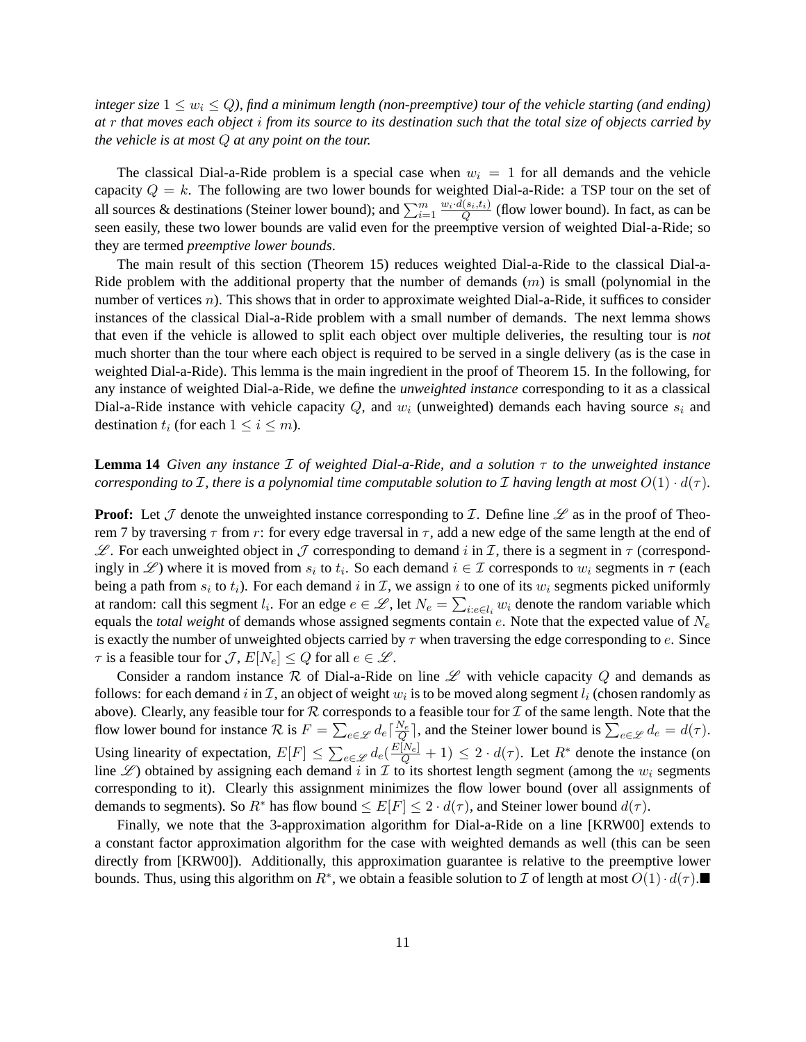*integer size $1 \leq w_i \leq Q$), find a minimum length (non-preemptive) tour of the vehicle starting (and ending) at $r$ that moves each object $i$ from its source to its destination such that the total size of objects carried by the vehicle is at most $Q$ at any point on the tour.*

The classical Dial-a-Ride problem is a special case when $w_i = 1$ for all demands and the vehicle capacity $Q = k$. The following are two lower bounds for weighted Dial-a-Ride: a TSP tour on the set of all sources & destinations (Steiner lower bound); and $\sum_{i=1}^{m} \frac{w_i \cdot d(s_i,t_i)}{Q}$ (flow lower bound). In fact, as can be seen easily, these two lower bounds are valid even for the preemptive version of weighted Dial-a-Ride; so they are termed *preemptive lower bounds*.

The main result of this section (Theorem 15) reduces weighted Dial-a-Ride to the classical Dial-a-Ride problem with the additional property that the number of demands ($m$) is small (polynomial in the number of vertices $n$). This shows that in order to approximate weighted Dial-a-Ride, it suffices to consider instances of the classical Dial-a-Ride problem with a small number of demands. The next lemma shows that even if the vehicle is allowed to split each object over multiple deliveries, the resulting tour is *not* much shorter than the tour where each object is required to be served in a single delivery (as is the case in weighted Dial-a-Ride). This lemma is the main ingredient in the proof of Theorem 15. In the following, for any instance of weighted Dial-a-Ride, we define the *unweighted instance* corresponding to it as a classical Dial-a-Ride instance with vehicle capacity $Q$, and $w_i$ (unweighted) demands each having source $s_i$ and destination $t_i$ (for each $1 \leq i \leq m$).

**Lemma 14** *Given any instance $\mathcal{I}$ of weighted Dial-a-Ride, and a solution $\tau$ to the unweighted instance corresponding to $\mathcal{I}$, there is a polynomial time computable solution to $\mathcal{I}$ having length at most $O(1) \cdot d(\tau)$.*

**Proof:** Let $\mathcal{J}$ denote the unweighted instance corresponding to $\mathcal{I}$. Define line $\mathscr{L}$ as in the proof of Theorem 7 by traversing $\tau$ from $r$: for every edge traversal in $\tau$, add a new edge of the same length at the end of $\mathscr{L}$. For each unweighted object in $\mathcal{J}$ corresponding to demand $i$ in $\mathcal{I}$, there is a segment in $\tau$ (correspondingly in $\mathscr{L}$) where it is moved from $s_i$ to $t_i$. So each demand $i \in \mathcal{I}$ corresponds to $w_i$ segments in $\tau$ (each being a path from $s_i$ to $t_i$). For each demand $i$ in $\mathcal{I}$, we assign $i$ to one of its $w_i$ segments picked uniformly at random: call this segment $l_i$. For an edge $e \in \mathscr{L}$, let $N_e = \sum_{i: e \in l_i} w_i$ denote the random variable which equals the *total weight* of demands whose assigned segments contain $e$. Note that the expected value of $N_e$ is exactly the number of unweighted objects carried by $\tau$ when traversing the edge corresponding to $e$. Since $\tau$ is a feasible tour for $\mathcal{J}$, $E[N_e] \leq Q$ for all $e \in \mathscr{L}$.

Consider a random instance $\mathcal{R}$ of Dial-a-Ride on line $\mathscr{L}$ with vehicle capacity $Q$ and demands as follows: for each demand $i$ in $\mathcal{I}$, an object of weight $w_i$ is to be moved along segment $l_i$ (chosen randomly as above). Clearly, any feasible tour for $\mathcal{R}$ corresponds to a feasible tour for $\mathcal{I}$ of the same length. Note that the flow lower bound for instance $\mathcal{R}$ is $F = \sum_{e \in \mathscr{L}} d_e \lceil \frac{N_e}{Q} \rceil$, and the Steiner lower bound is $\sum_{e \in \mathscr{L}} d_e = d(\tau)$. Using linearity of expectation, $E[F] \leq \sum_{e \in \mathscr{L}} d_e (\frac{E[N_e]}{Q} + 1) \leq 2 \cdot d(\tau)$. Let $R^*$ denote the instance (on line $\mathscr{L}$) obtained by assigning each demand $i$ in $\mathcal{I}$ to its shortest length segment (among the $w_i$ segments corresponding to it). Clearly this assignment minimizes the flow lower bound (over all assignments of demands to segments). So $R^*$ has flow bound $\leq E[F] \leq 2 \cdot d(\tau)$, and Steiner lower bound $d(\tau)$.

Finally, we note that the 3-approximation algorithm for Dial-a-Ride on a line [KRW00] extends to a constant factor approximation algorithm for the case with weighted demands as well (this can be seen directly from [KRW00]). Additionally, this approximation guarantee is relative to the preemptive lower bounds. Thus, using this algorithm on $R^*$, we obtain a feasible solution to $\mathcal{I}$ of length at most $O(1) \cdot d(\tau)$. ■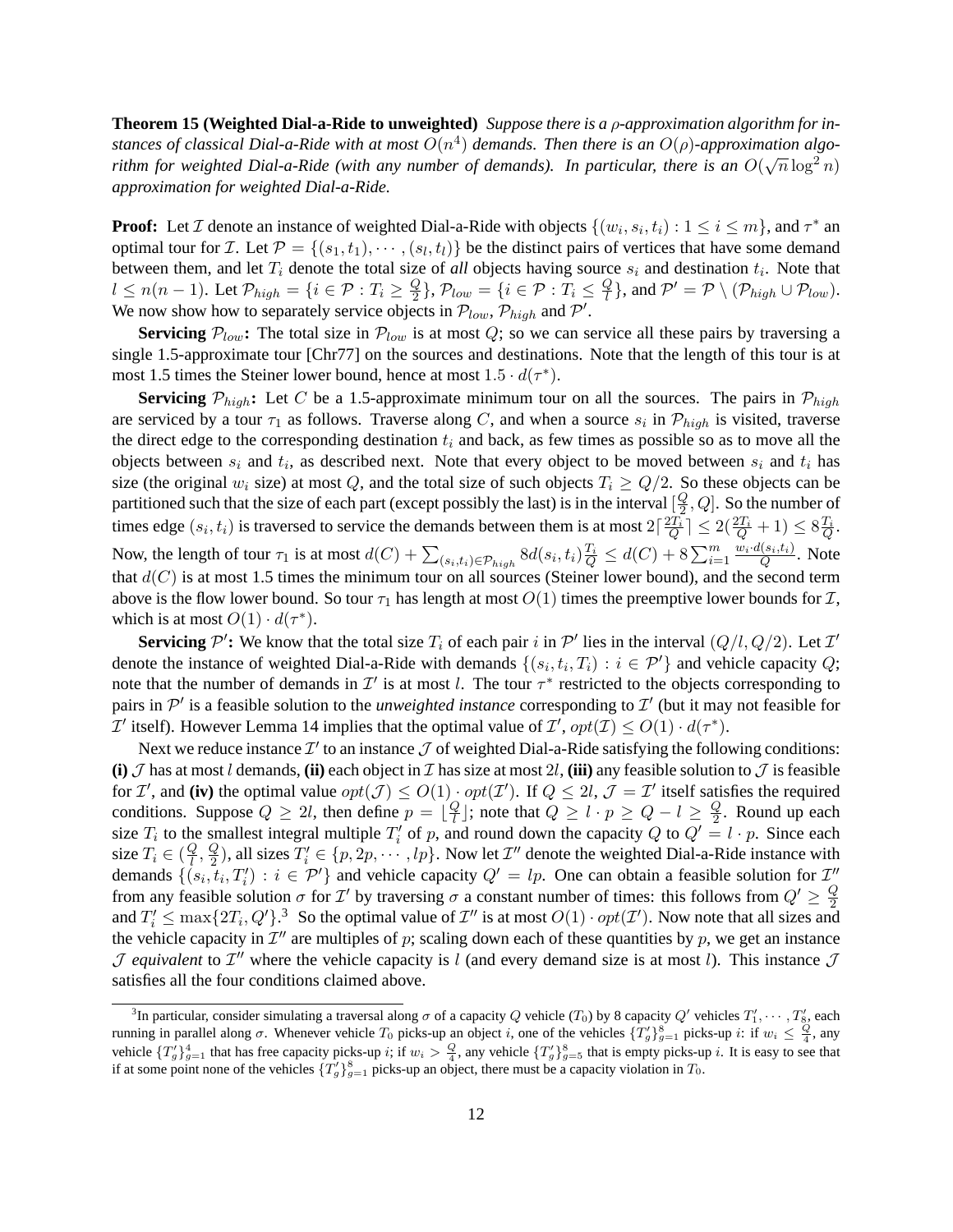**Theorem 15 (Weighted Dial-a-Ride to unweighted)** *Suppose there is a $\rho$-approximation algorithm for instances of classical Dial-a-Ride with at most $O(n^4)$ demands. Then there is an $O(\rho)$-approximation algorithm for weighted Dial-a-Ride (with any number of demands). In particular, there is an $O(\sqrt{n}\log^2 n)$ approximation for weighted Dial-a-Ride.*

**Proof:** Let $\mathcal{I}$ denote an instance of weighted Dial-a-Ride with objects $\{(w_i, s_i, t_i) : 1 \le i \le m\}$, and $\tau^*$ an optimal tour for $\mathcal{I}$. Let $\mathcal{P} = \{(s_1, t_1), \cdots, (s_l, t_l)\}$ be the distinct pairs of vertices that have some demand between them, and let $T_i$ denote the total size of *all* objects having source $s_i$ and destination $t_i$. Note that $l \le n(n-1)$. Let $\mathcal{P}_{high} = \{i \in \mathcal{P} : T_i \ge \frac{Q}{2}\}$, $\mathcal{P}_{low} = \{i \in \mathcal{P} : T_i \le \frac{Q}{l}\}$, and $\mathcal{P}' = \mathcal{P} \setminus (\mathcal{P}_{high} \cup \mathcal{P}_{low})$. We now show how to separately service objects in $\mathcal{P}_{low}$, $\mathcal{P}_{high}$ and $\mathcal{P}'$.

**Servicing $\mathcal{P}_{low}$:** The total size in $\mathcal{P}_{low}$ is at most $Q$; so we can service all these pairs by traversing a single 1.5-approximate tour [Chr77] on the sources and destinations. Note that the length of this tour is at most 1.5 times the Steiner lower bound, hence at most $1.5 \cdot d(\tau^*)$.

**Servicing $\mathcal{P}_{high}$:** Let $C$ be a 1.5-approximate minimum tour on all the sources. The pairs in $\mathcal{P}_{high}$ are serviced by a tour $\tau_1$ as follows. Traverse along $C$, and when a source $s_i$ in $\mathcal{P}_{high}$ is visited, traverse the direct edge to the corresponding destination $t_i$ and back, as few times as possible so as to move all the objects between $s_i$ and $t_i$, as described next. Note that every object to be moved between $s_i$ and $t_i$ has size (the original $w_i$ size) at most $Q$, and the total size of such objects $T_i \ge Q/2$. So these objects can be partitioned such that the size of each part (except possibly the last) is in the interval $[\frac{Q}{2}, Q]$. So the number of times edge $(s_i, t_i)$ is traversed to service the demands between them is at most $2\lceil\frac{2T_i}{Q}\rceil \le 2(\frac{2T_i}{Q} + 1) \le 8\frac{T_i}{Q}$. Now, the length of tour $\tau_1$ is at most $d(C) + \sum_{(s_i,t_i)\in\mathcal{P}_{high}} 8d(s_i,t_i)\frac{T_i}{Q} \le d(C) + 8\sum_{i=1}^{m}\frac{w_i \cdot d(s_i,t_i)}{Q}$. Note that $d(C)$ is at most 1.5 times the minimum tour on all sources (Steiner lower bound), and the second term above is the flow lower bound. So tour $\tau_1$ has length at most $O(1)$ times the preemptive lower bounds for $\mathcal{I}$, which is at most $O(1) \cdot d(\tau^*)$.

**Servicing $\mathcal{P}'$:** We know that the total size $T_i$ of each pair $i$ in $\mathcal{P}'$ lies in the interval $(Q/l, Q/2)$. Let $\mathcal{I}'$ denote the instance of weighted Dial-a-Ride with demands $\{(s_i, t_i, T_i) : i \in \mathcal{P}'\}$ and vehicle capacity $Q$; note that the number of demands in $\mathcal{I}'$ is at most $l$. The tour $\tau^*$ restricted to the objects corresponding to pairs in $\mathcal{P}'$ is a feasible solution to the *unweighted instance* corresponding to $\mathcal{I}'$ (but it may not feasible for $\mathcal{I}'$ itself). However Lemma 14 implies that the optimal value of $\mathcal{I}'$, $opt(\mathcal{I}) \le O(1) \cdot d(\tau^*)$.

Next we reduce instance $\mathcal{I}'$ to an instance $\mathcal{J}$ of weighted Dial-a-Ride satisfying the following conditions: **(i)** $\mathcal{J}$ has at most $l$ demands, **(ii)** each object in $\mathcal{I}$ has size at most $2l$, **(iii)** any feasible solution to $\mathcal{J}$ is feasible for $\mathcal{I}'$, and **(iv)** the optimal value $opt(\mathcal{J}) \le O(1) \cdot opt(\mathcal{I}')$. If $Q \le 2l$, $\mathcal{J} = \mathcal{I}'$ itself satisfies the required conditions. Suppose $Q \ge 2l$, then define $p = \lfloor\frac{Q}{l}\rfloor$; note that $Q \ge l \cdot p \ge Q - l \ge \frac{Q}{2}$. Round up each size $T_i$ to the smallest integral multiple $T'_i$ of $p$, and round down the capacity $Q$ to $Q' = l \cdot p$. Since each size $T_i \in (\frac{Q}{l}, \frac{Q}{2})$, all sizes $T'_i \in \{p, 2p, \cdots, lp\}$. Now let $\mathcal{I}''$ denote the weighted Dial-a-Ride instance with demands $\{(s_i, t_i, T'_i) : i \in \mathcal{P}'\}$ and vehicle capacity $Q' = lp$. One can obtain a feasible solution for $\mathcal{I}''$ from any feasible solution $\sigma$ for $\mathcal{I}'$ by traversing $\sigma$ a constant number of times: this follows from $Q' \ge \frac{Q}{2}$ and $T'_i \le \max\{2T_i, Q'\}$.[3] So the optimal value of $\mathcal{I}''$ is at most $O(1) \cdot opt(\mathcal{I}')$. Now note that all sizes and the vehicle capacity in $\mathcal{I}''$ are multiples of $p$; scaling down each of these quantities by $p$, we get an instance $\mathcal{J}$ *equivalent* to $\mathcal{I}''$ where the vehicle capacity is $l$ (and every demand size is at most $l$). This instance $\mathcal{J}$ satisfies all the four conditions claimed above.

[3] In particular, consider simulating a traversal along $\sigma$ of a capacity $Q$ vehicle ($T_0$) by 8 capacity $Q'$ vehicles $T'_1, \cdots, T'_8$, each running in parallel along $\sigma$. Whenever vehicle $T_0$ picks-up an object $i$, one of the vehicles $\{T'_g\}_{g=1}^{8}$ picks-up $i$: if $w_i \le \frac{Q}{4}$, any vehicle $\{T'_g\}_{g=1}^{4}$ that has free capacity picks-up $i$; if $w_i > \frac{Q}{4}$, any vehicle $\{T'_g\}_{g=5}^{8}$ that is empty picks-up $i$. It is easy to see that if at some point none of the vehicles $\{T'_g\}_{g=1}^{8}$ picks-up an object, there must be a capacity violation in $T_0$.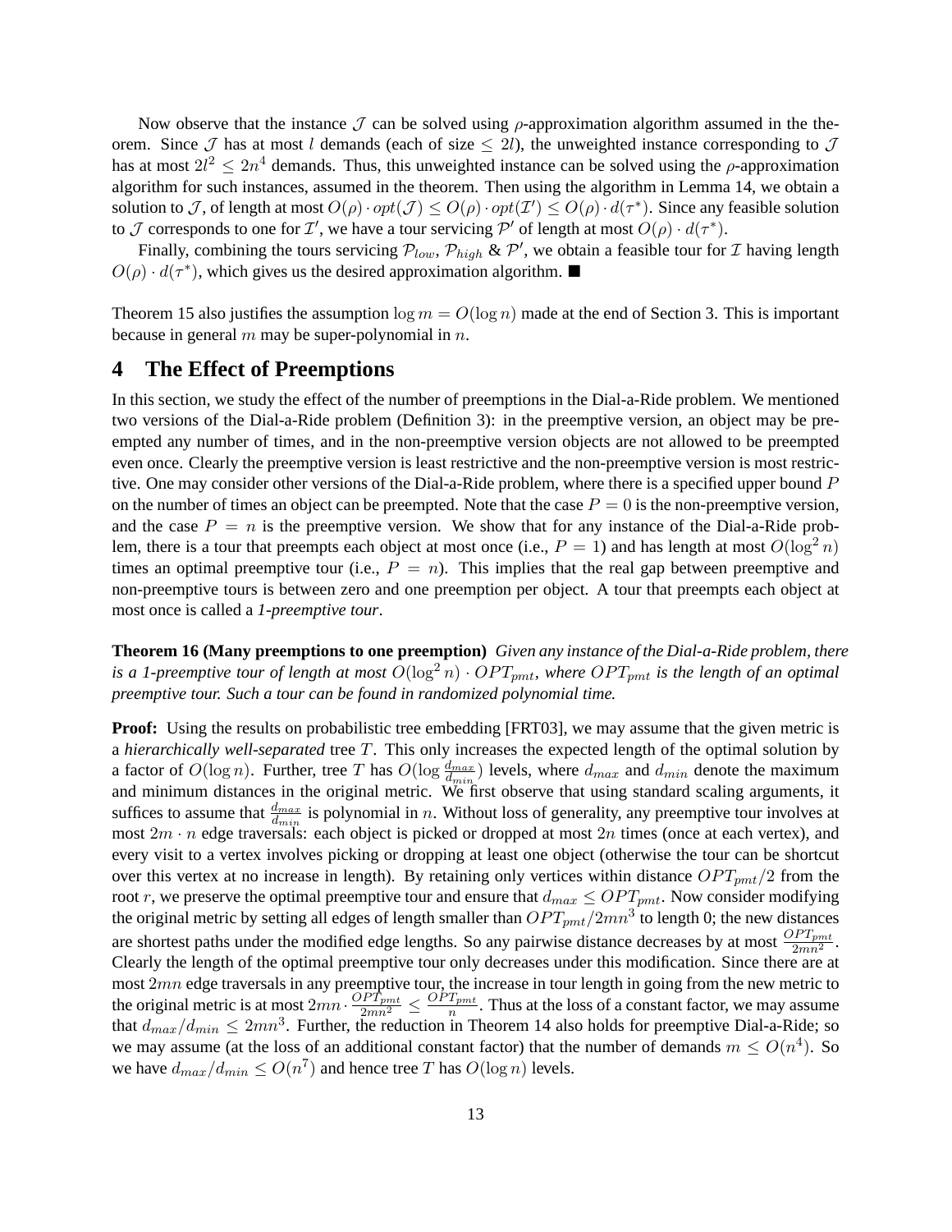Now observe that the instance $\mathcal{J}$ can be solved using $\rho$-approximation algorithm assumed in the theorem. Since $\mathcal{J}$ has at most $l$ demands (each of size $\leq 2l$), the unweighted instance corresponding to $\mathcal{J}$ has at most $2l^2 \leq 2n^4$ demands. Thus, this unweighted instance can be solved using the $\rho$-approximation algorithm for such instances, assumed in the theorem. Then using the algorithm in Lemma 14, we obtain a solution to $\mathcal{J}$, of length at most $O(\rho) \cdot opt(\mathcal{J}) \leq O(\rho) \cdot opt(\mathcal{I}') \leq O(\rho) \cdot d(\tau^*)$. Since any feasible solution to $\mathcal{J}$ corresponds to one for $\mathcal{I}'$, we have a tour servicing $\mathcal{P}'$ of length at most $O(\rho) \cdot d(\tau^*)$.

Finally, combining the tours servicing $\mathcal{P}_{low}$, $\mathcal{P}_{high}$ & $\mathcal{P}'$, we obtain a feasible tour for $\mathcal{I}$ having length $O(\rho) \cdot d(\tau^*)$, which gives us the desired approximation algorithm. ■

Theorem 15 also justifies the assumption $\log m = O(\log n)$ made at the end of Section 3. This is important because in general $m$ may be super-polynomial in $n$.

## 4 The Effect of Preemptions

In this section, we study the effect of the number of preemptions in the Dial-a-Ride problem. We mentioned two versions of the Dial-a-Ride problem (Definition 3): in the preemptive version, an object may be preempted any number of times, and in the non-preemptive version objects are not allowed to be preempted even once. Clearly the preemptive version is least restrictive and the non-preemptive version is most restrictive. One may consider other versions of the Dial-a-Ride problem, where there is a specified upper bound $P$ on the number of times an object can be preempted. Note that the case $P = 0$ is the non-preemptive version, and the case $P = n$ is the preemptive version. We show that for any instance of the Dial-a-Ride problem, there is a tour that preempts each object at most once (i.e., $P = 1$) and has length at most $O(\log^2 n)$ times an optimal preemptive tour (i.e., $P = n$). This implies that the real gap between preemptive and non-preemptive tours is between zero and one preemption per object. A tour that preempts each object at most once is called a *1-preemptive tour*.

**Theorem 16 (Many preemptions to one preemption)** *Given any instance of the Dial-a-Ride problem, there is a 1-preemptive tour of length at most $O(\log^2 n) \cdot OPT_{pmt}$, where $OPT_{pmt}$ is the length of an optimal preemptive tour. Such a tour can be found in randomized polynomial time.*

**Proof:** Using the results on probabilistic tree embedding [FRT03], we may assume that the given metric is a *hierarchically well-separated* tree $T$. This only increases the expected length of the optimal solution by a factor of $O(\log n)$. Further, tree $T$ has $O(\log \frac{d_{max}}{d_{min}})$ levels, where $d_{max}$ and $d_{min}$ denote the maximum and minimum distances in the original metric. We first observe that using standard scaling arguments, it suffices to assume that $\frac{d_{max}}{d_{min}}$ is polynomial in $n$. Without loss of generality, any preemptive tour involves at most $2m \cdot n$ edge traversals: each object is picked or dropped at most $2n$ times (once at each vertex), and every visit to a vertex involves picking or dropping at least one object (otherwise the tour can be shortcut over this vertex at no increase in length). By retaining only vertices within distance $OPT_{pmt}/2$ from the root $r$, we preserve the optimal preemptive tour and ensure that $d_{max} \leq OPT_{pmt}$. Now consider modifying the original metric by setting all edges of length smaller than $OPT_{pmt}/2mn^3$ to length 0; the new distances are shortest paths under the modified edge lengths. So any pairwise distance decreases by at most $\frac{OPT_{pmt}}{2mn^2}$. Clearly the length of the optimal preemptive tour only decreases under this modification. Since there are at most $2mn$ edge traversals in any preemptive tour, the increase in tour length in going from the new metric to the original metric is at most $2mn \cdot \frac{OPT_{pmt}}{2mn^2} \leq \frac{OPT_{pmt}}{n}$. Thus at the loss of a constant factor, we may assume that $d_{max}/d_{min} \leq 2mn^3$. Further, the reduction in Theorem 14 also holds for preemptive Dial-a-Ride; so we may assume (at the loss of an additional constant factor) that the number of demands $m \leq O(n^4)$. So we have $d_{max}/d_{min} \leq O(n^7)$ and hence tree $T$ has $O(\log n)$ levels.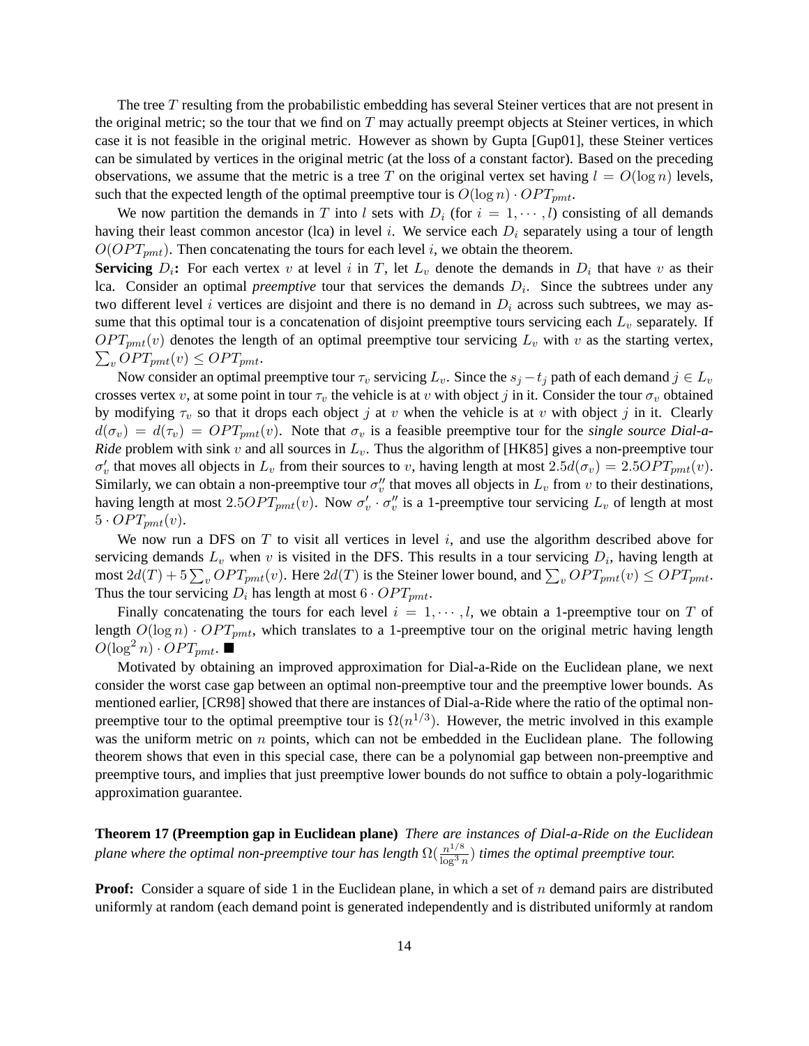The tree $T$ resulting from the probabilistic embedding has several Steiner vertices that are not present in the original metric; so the tour that we find on $T$ may actually preempt objects at Steiner vertices, in which case it is not feasible in the original metric. However as shown by Gupta [Gup01], these Steiner vertices can be simulated by vertices in the original metric (at the loss of a constant factor). Based on the preceding observations, we assume that the metric is a tree $T$ on the original vertex set having $l = O(\log n)$ levels, such that the expected length of the optimal preemptive tour is $O(\log n) \cdot OPT_{pmt}$.

We now partition the demands in $T$ into $l$ sets with $D_i$ (for $i = 1, \cdots, l$) consisting of all demands having their least common ancestor (lca) in level $i$. We service each $D_i$ separately using a tour of length $O(OPT_{pmt})$. Then concatenating the tours for each level $i$, we obtain the theorem.

**Servicing $D_i$:** For each vertex $v$ at level $i$ in $T$, let $L_v$ denote the demands in $D_i$ that have $v$ as their lca. Consider an optimal *preemptive* tour that services the demands $D_i$. Since the subtrees under any two different level $i$ vertices are disjoint and there is no demand in $D_i$ across such subtrees, we may assume that this optimal tour is a concatenation of disjoint preemptive tours servicing each $L_v$ separately. If $OPT_{pmt}(v)$ denotes the length of an optimal preemptive tour servicing $L_v$ with $v$ as the starting vertex, $\sum_v OPT_{pmt}(v) \leq OPT_{pmt}$.

Now consider an optimal preemptive tour $\tau_v$ servicing $L_v$. Since the $s_j - t_j$ path of each demand $j \in L_v$ crosses vertex $v$, at some point in tour $\tau_v$ the vehicle is at $v$ with object $j$ in it. Consider the tour $\sigma_v$ obtained by modifying $\tau_v$ so that it drops each object $j$ at $v$ when the vehicle is at $v$ with object $j$ in it. Clearly $d(\sigma_v) = d(\tau_v) = OPT_{pmt}(v)$. Note that $\sigma_v$ is a feasible preemptive tour for the *single source Dial-a-Ride* problem with sink $v$ and all sources in $L_v$. Thus the algorithm of [HK85] gives a non-preemptive tour $\sigma'_v$ that moves all objects in $L_v$ from their sources to $v$, having length at most $2.5d(\sigma_v) = 2.5OPT_{pmt}(v)$. Similarly, we can obtain a non-preemptive tour $\sigma''_v$ that moves all objects in $L_v$ from $v$ to their destinations, having length at most $2.5OPT_{pmt}(v)$. Now $\sigma'_v \cdot \sigma''_v$ is a 1-preemptive tour servicing $L_v$ of length at most $5 \cdot OPT_{pmt}(v)$.

We now run a DFS on $T$ to visit all vertices in level $i$, and use the algorithm described above for servicing demands $L_v$ when $v$ is visited in the DFS. This results in a tour servicing $D_i$, having length at most $2d(T) + 5\sum_v OPT_{pmt}(v)$. Here $2d(T)$ is the Steiner lower bound, and $\sum_v OPT_{pmt}(v) \leq OPT_{pmt}$. Thus the tour servicing $D_i$ has length at most $6 \cdot OPT_{pmt}$.

Finally concatenating the tours for each level $i = 1, \cdots, l$, we obtain a 1-preemptive tour on $T$ of length $O(\log n) \cdot OPT_{pmt}$, which translates to a 1-preemptive tour on the original metric having length $O(\log^2 n) \cdot OPT_{pmt}$. ■

Motivated by obtaining an improved approximation for Dial-a-Ride on the Euclidean plane, we next consider the worst case gap between an optimal non-preemptive tour and the preemptive lower bounds. As mentioned earlier, [CR98] showed that there are instances of Dial-a-Ride where the ratio of the optimal non-preemptive tour to the optimal preemptive tour is $\Omega(n^{1/3})$. However, the metric involved in this example was the uniform metric on $n$ points, which can not be embedded in the Euclidean plane. The following theorem shows that even in this special case, there can be a polynomial gap between non-preemptive and preemptive tours, and implies that just preemptive lower bounds do not suffice to obtain a poly-logarithmic approximation guarantee.

**Theorem 17 (Preemption gap in Euclidean plane)** *There are instances of Dial-a-Ride on the Euclidean plane where the optimal non-preemptive tour has length $\Omega(\frac{n^{1/8}}{\log^3 n})$ times the optimal preemptive tour.*

**Proof:** Consider a square of side 1 in the Euclidean plane, in which a set of $n$ demand pairs are distributed uniformly at random (each demand point is generated independently and is distributed uniformly at random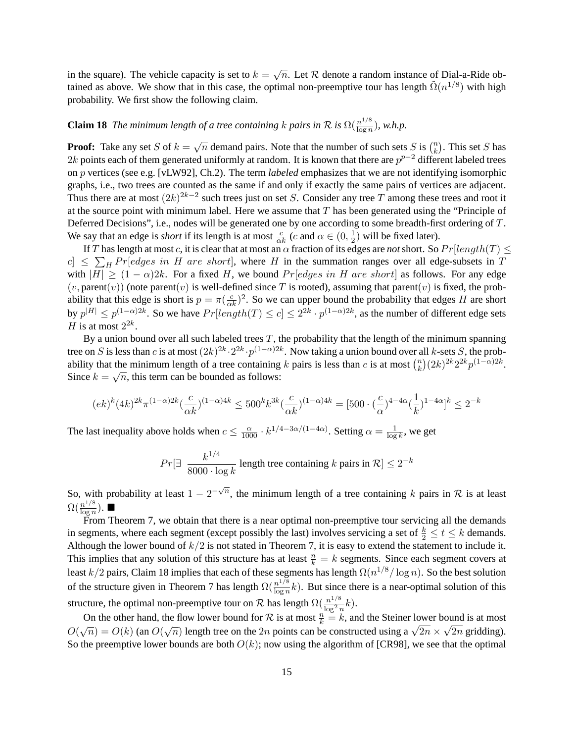in the square). The vehicle capacity is set to $k = \sqrt{n}$. Let $\mathcal{R}$ denote a random instance of Dial-a-Ride obtained as above. We show that in this case, the optimal non-preemptive tour has length $\tilde{\Omega}(n^{1/8})$ with high probability. We first show the following claim.

**Claim 18** *The minimum length of a tree containing $k$ pairs in $\mathcal{R}$ is $\Omega(\frac{n^{1/8}}{\log n})$, w.h.p.*

**Proof:** Take any set $S$ of $k = \sqrt{n}$ demand pairs. Note that the number of such sets $S$ is $\binom{n}{k}$. This set $S$ has $2k$ points each of them generated uniformly at random. It is known that there are $p^{p-2}$ different labeled trees on $p$ vertices (see e.g. [vLW92], Ch.2). The term *labeled* emphasizes that we are not identifying isomorphic graphs, i.e., two trees are counted as the same if and only if exactly the same pairs of vertices are adjacent. Thus there are at most $(2k)^{2k-2}$ such trees just on set $S$. Consider any tree $T$ among these trees and root it at the source point with minimum label. Here we assume that $T$ has been generated using the "Principle of Deferred Decisions", i.e., nodes will be generated one by one according to some breadth-first ordering of $T$. We say that an edge is *short* if its length is at most $\frac{c}{\alpha k}$ ($c$ and $\alpha \in (0, \frac{1}{2})$ will be fixed later).

If $T$ has length at most $c$, it is clear that at most an $\alpha$ fraction of its edges are *not* short. So $Pr[length(T) \leq c] \leq \sum_H Pr[edges\ in\ H\ are\ short]$, where $H$ in the summation ranges over all edge-subsets in $T$ with $|H| \geq (1-\alpha)2k$. For a fixed $H$, we bound $Pr[edges\ in\ H\ are\ short]$ as follows. For any edge $(v, \text{parent}(v))$ (note $\text{parent}(v)$ is well-defined since $T$ is rooted), assuming that $\text{parent}(v)$ is fixed, the probability that this edge is short is $p = \pi(\frac{c}{\alpha k})^2$. So we can upper bound the probability that edges $H$ are short by $p^{|H|} \leq p^{(1-\alpha)2k}$. So we have $Pr[length(T) \leq c] \leq 2^{2k} \cdot p^{(1-\alpha)2k}$, as the number of different edge sets $H$ is at most $2^{2k}$.

By a union bound over all such labeled trees $T$, the probability that the length of the minimum spanning tree on $S$ is less than $c$ is at most $(2k)^{2k} \cdot 2^{2k} \cdot p^{(1-\alpha)2k}$. Now taking a union bound over all $k$-sets $S$, the probability that the minimum length of a tree containing $k$ pairs is less than $c$ is at most $\binom{n}{k}(2k)^{2k}2^{2k}p^{(1-\alpha)2k}$. Since $k = \sqrt{n}$, this term can be bounded as follows:

$$(ek)^k(4k)^{2k}\pi^{(1-\alpha)2k}(\frac{c}{\alpha k})^{(1-\alpha)4k} \leq 500^k k^{3k}(\frac{c}{\alpha k})^{(1-\alpha)4k} = [500 \cdot (\frac{c}{\alpha})^{4-4\alpha}(\frac{1}{k})^{1-4\alpha}]^k \leq 2^{-k}$$

The last inequality above holds when $c \leq \frac{\alpha}{1000} \cdot k^{1/4 - 3\alpha/(1-4\alpha)}$. Setting $\alpha = \frac{1}{\log k}$, we get

$$Pr[\exists\ \frac{k^{1/4}}{8000 \cdot \log k} \text{ length tree containing } k \text{ pairs in } \mathcal{R}] \leq 2^{-k}$$

So, with probability at least $1 - 2^{-\sqrt{n}}$, the minimum length of a tree containing $k$ pairs in $\mathcal{R}$ is at least $\Omega(\frac{n^{1/8}}{\log n})$. ■

From Theorem 7, we obtain that there is a near optimal non-preemptive tour servicing all the demands in segments, where each segment (except possibly the last) involves servicing a set of $\frac{k}{2} \leq t \leq k$ demands. Although the lower bound of $k/2$ is not stated in Theorem 7, it is easy to extend the statement to include it. This implies that any solution of this structure has at least $\frac{n}{k} = k$ segments. Since each segment covers at least $k/2$ pairs, Claim 18 implies that each of these segments has length $\Omega(n^{1/8}/\log n)$. So the best solution of the structure given in Theorem 7 has length $\Omega(\frac{n^{1/8}}{\log n}k)$. But since there is a near-optimal solution of this structure, the optimal non-preemptive tour on $\mathcal{R}$ has length $\Omega(\frac{n^{1/8}}{\log^2 n}k)$.

On the other hand, the flow lower bound for $\mathcal{R}$ is at most $\frac{n}{k} = k$, and the Steiner lower bound is at most $O(\sqrt{n}) = O(k)$ (an $O(\sqrt{n})$ length tree on the $2n$ points can be constructed using a $\sqrt{2n} \times \sqrt{2n}$ gridding). So the preemptive lower bounds are both $O(k)$; now using the algorithm of [CR98], we see that the optimal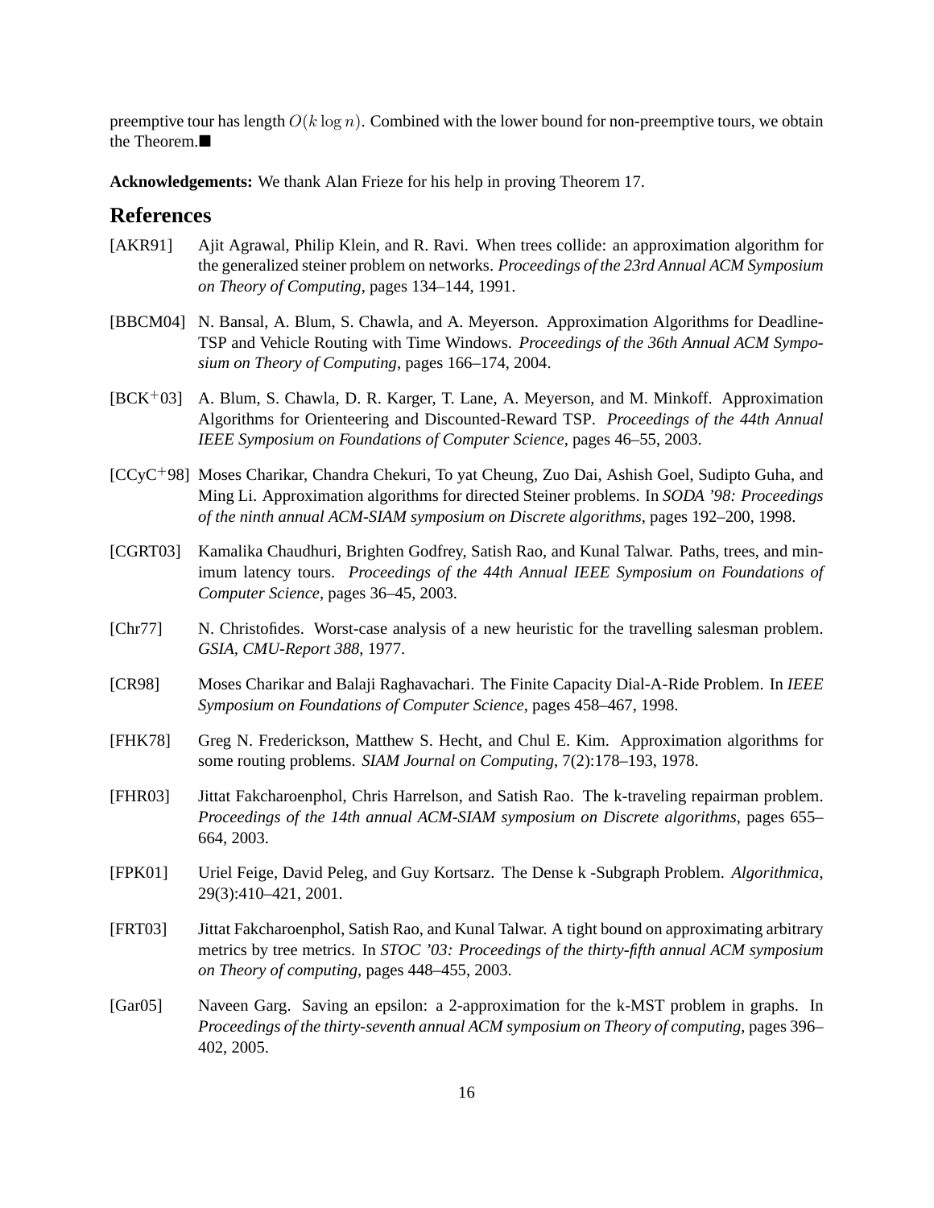preemptive tour has length $O(k \log n)$. Combined with the lower bound for non-preemptive tours, we obtain the Theorem.■

**Acknowledgements:** We thank Alan Frieze for his help in proving Theorem 17.

## References

[AKR91] Ajit Agrawal, Philip Klein, and R. Ravi. When trees collide: an approximation algorithm for the generalized steiner problem on networks. *Proceedings of the 23rd Annual ACM Symposium on Theory of Computing*, pages 134–144, 1991.

[BBCM04] N. Bansal, A. Blum, S. Chawla, and A. Meyerson. Approximation Algorithms for Deadline-TSP and Vehicle Routing with Time Windows. *Proceedings of the 36th Annual ACM Symposium on Theory of Computing*, pages 166–174, 2004.

[BCK+03] A. Blum, S. Chawla, D. R. Karger, T. Lane, A. Meyerson, and M. Minkoff. Approximation Algorithms for Orienteering and Discounted-Reward TSP. *Proceedings of the 44th Annual IEEE Symposium on Foundations of Computer Science*, pages 46–55, 2003.

[CCyC+98] Moses Charikar, Chandra Chekuri, To yat Cheung, Zuo Dai, Ashish Goel, Sudipto Guha, and Ming Li. Approximation algorithms for directed Steiner problems. In *SODA '98: Proceedings of the ninth annual ACM-SIAM symposium on Discrete algorithms*, pages 192–200, 1998.

[CGRT03] Kamalika Chaudhuri, Brighten Godfrey, Satish Rao, and Kunal Talwar. Paths, trees, and minimum latency tours. *Proceedings of the 44th Annual IEEE Symposium on Foundations of Computer Science*, pages 36–45, 2003.

[Chr77] N. Christofides. Worst-case analysis of a new heuristic for the travelling salesman problem. *GSIA, CMU-Report 388*, 1977.

[CR98] Moses Charikar and Balaji Raghavachari. The Finite Capacity Dial-A-Ride Problem. In *IEEE Symposium on Foundations of Computer Science*, pages 458–467, 1998.

[FHK78] Greg N. Frederickson, Matthew S. Hecht, and Chul E. Kim. Approximation algorithms for some routing problems. *SIAM Journal on Computing*, 7(2):178–193, 1978.

[FHR03] Jittat Fakcharoenphol, Chris Harrelson, and Satish Rao. The k-traveling repairman problem. *Proceedings of the 14th annual ACM-SIAM symposium on Discrete algorithms*, pages 655–664, 2003.

[FPK01] Uriel Feige, David Peleg, and Guy Kortsarz. The Dense k -Subgraph Problem. *Algorithmica*, 29(3):410–421, 2001.

[FRT03] Jittat Fakcharoenphol, Satish Rao, and Kunal Talwar. A tight bound on approximating arbitrary metrics by tree metrics. In *STOC '03: Proceedings of the thirty-fifth annual ACM symposium on Theory of computing*, pages 448–455, 2003.

[Gar05] Naveen Garg. Saving an epsilon: a 2-approximation for the k-MST problem in graphs. In *Proceedings of the thirty-seventh annual ACM symposium on Theory of computing*, pages 396–402, 2005.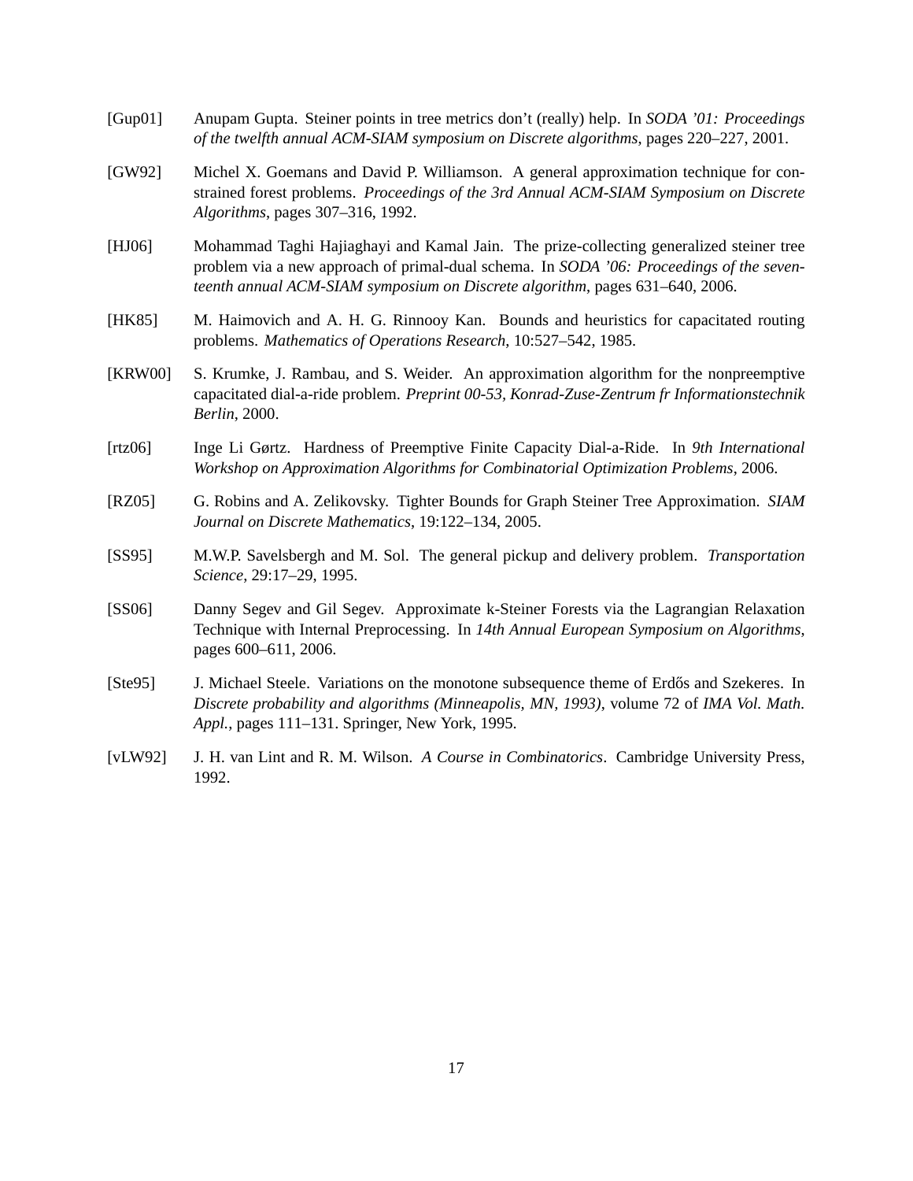[Gup01] Anupam Gupta. Steiner points in tree metrics don't (really) help. In *SODA '01: Proceedings of the twelfth annual ACM-SIAM symposium on Discrete algorithms*, pages 220–227, 2001.

[GW92] Michel X. Goemans and David P. Williamson. A general approximation technique for constrained forest problems. *Proceedings of the 3rd Annual ACM-SIAM Symposium on Discrete Algorithms*, pages 307–316, 1992.

[HJ06] Mohammad Taghi Hajiaghayi and Kamal Jain. The prize-collecting generalized steiner tree problem via a new approach of primal-dual schema. In *SODA '06: Proceedings of the seventeenth annual ACM-SIAM symposium on Discrete algorithm*, pages 631–640, 2006.

[HK85] M. Haimovich and A. H. G. Rinnooy Kan. Bounds and heuristics for capacitated routing problems. *Mathematics of Operations Research*, 10:527–542, 1985.

[KRW00] S. Krumke, J. Rambau, and S. Weider. An approximation algorithm for the nonpreemptive capacitated dial-a-ride problem. *Preprint 00-53, Konrad-Zuse-Zentrum fr Informationstechnik Berlin*, 2000.

[rtz06] Inge Li Gørtz. Hardness of Preemptive Finite Capacity Dial-a-Ride. In *9th International Workshop on Approximation Algorithms for Combinatorial Optimization Problems*, 2006.

[RZ05] G. Robins and A. Zelikovsky. Tighter Bounds for Graph Steiner Tree Approximation. *SIAM Journal on Discrete Mathematics*, 19:122–134, 2005.

[SS95] M.W.P. Savelsbergh and M. Sol. The general pickup and delivery problem. *Transportation Science*, 29:17–29, 1995.

[SS06] Danny Segev and Gil Segev. Approximate k-Steiner Forests via the Lagrangian Relaxation Technique with Internal Preprocessing. In *14th Annual European Symposium on Algorithms*, pages 600–611, 2006.

[Ste95] J. Michael Steele. Variations on the monotone subsequence theme of Erdős and Szekeres. In *Discrete probability and algorithms (Minneapolis, MN, 1993)*, volume 72 of *IMA Vol. Math. Appl.*, pages 111–131. Springer, New York, 1995.

[vLW92] J. H. van Lint and R. M. Wilson. *A Course in Combinatorics*. Cambridge University Press, 1992.